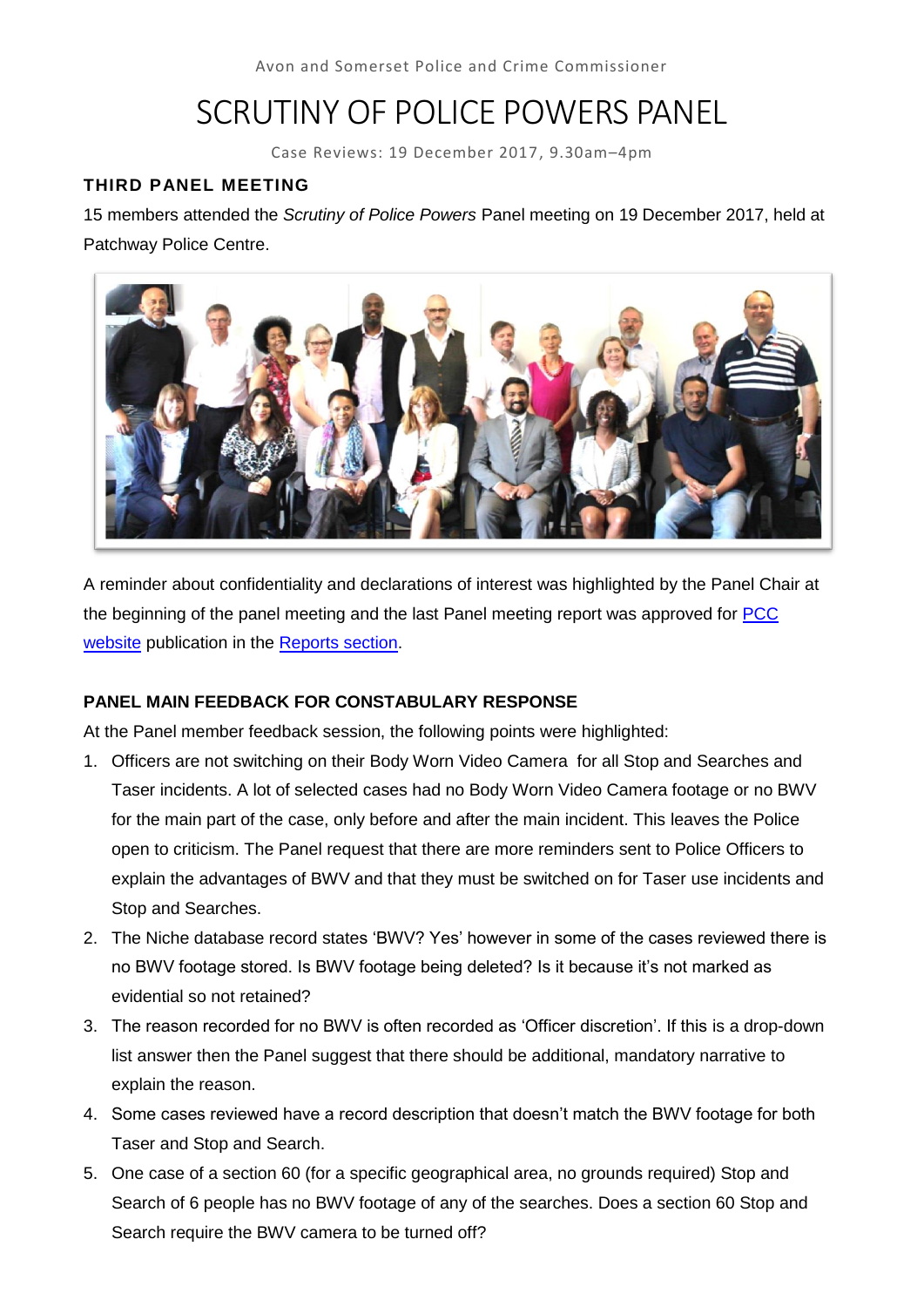Avon and Somerset Police and Crime Commissioner

# SCRUTINY OF POLICE POWERS PANEL

Case Reviews: 19 December 2017, 9.30am–4pm

## THIRD PANEL MEETING

15 members attended the *Scrutiny of Police Powers* Panel meeting on 19 December 2017, held at Patchway Police Centre.

A reminder about confidentiality and declarations of interest was highlighted by the Panel Chair at the beginning of the panel meeting and the last Panel meeting report was approved for [PCC website](#) publication in the [Reports section](#).

## PANEL MAIN FEEDBACK FOR CONSTABULARY RESPONSE

At the Panel member feedback session, the following points were highlighted:

1. Officers are not switching on their Body Worn Video Camera for all Stop and Searches and Taser incidents. A lot of selected cases had no Body Worn Video Camera footage or no BWV for the main part of the case, only before and after the main incident. This leaves the Police open to criticism. The Panel request that there are more reminders sent to Police Officers to explain the advantages of BWV and that they must be switched on for Taser use incidents and Stop and Searches.
2. The Niche database record states 'BWV? Yes' however in some of the cases reviewed there is no BWV footage stored. Is BWV footage being deleted? Is it because it's not marked as evidential so not retained?
3. The reason recorded for no BWV is often recorded as 'Officer discretion'. If this is a drop-down list answer then the Panel suggest that there should be additional, mandatory narrative to explain the reason.
4. Some cases reviewed have a record description that doesn't match the BWV footage for both Taser and Stop and Search.
5. One case of a section 60 (for a specific geographical area, no grounds required) Stop and Search of 6 people has no BWV footage of any of the searches. Does a section 60 Stop and Search require the BWV camera to be turned off?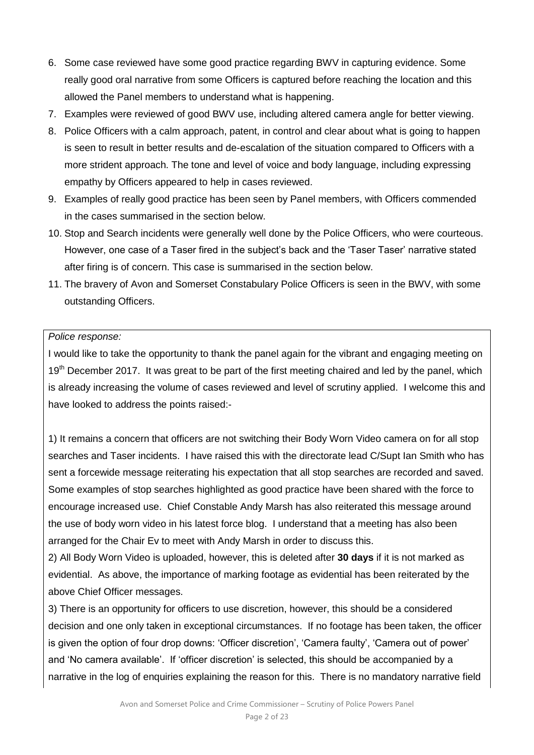6. Some case reviewed have some good practice regarding BWV in capturing evidence. Some really good oral narrative from some Officers is captured before reaching the location and this allowed the Panel members to understand what is happening.
7. Examples were reviewed of good BWV use, including altered camera angle for better viewing.
8. Police Officers with a calm approach, patent, in control and clear about what is going to happen is seen to result in better results and de-escalation of the situation compared to Officers with a more strident approach. The tone and level of voice and body language, including expressing empathy by Officers appeared to help in cases reviewed.
9. Examples of really good practice has been seen by Panel members, with Officers commended in the cases summarised in the section below.
10. Stop and Search incidents were generally well done by the Police Officers, who were courteous. However, one case of a Taser fired in the subject's back and the 'Taser Taser' narrative stated after firing is of concern. This case is summarised in the section below.
11. The bravery of Avon and Somerset Constabulary Police Officers is seen in the BWV, with some outstanding Officers.

*Police response:*

I would like to take the opportunity to thank the panel again for the vibrant and engaging meeting on 19th December 2017. It was great to be part of the first meeting chaired and led by the panel, which is already increasing the volume of cases reviewed and level of scrutiny applied. I welcome this and have looked to address the points raised:-

1) It remains a concern that officers are not switching their Body Worn Video camera on for all stop searches and Taser incidents. I have raised this with the directorate lead C/Supt Ian Smith who has sent a forcewide message reiterating his expectation that all stop searches are recorded and saved. Some examples of stop searches highlighted as good practice have been shared with the force to encourage increased use. Chief Constable Andy Marsh has also reiterated this message around the use of body worn video in his latest force blog. I understand that a meeting has also been arranged for the Chair Ev to meet with Andy Marsh in order to discuss this.

2) All Body Worn Video is uploaded, however, this is deleted after **30 days** if it is not marked as evidential. As above, the importance of marking footage as evidential has been reiterated by the above Chief Officer messages.

3) There is an opportunity for officers to use discretion, however, this should be a considered decision and one only taken in exceptional circumstances. If no footage has been taken, the officer is given the option of four drop downs: 'Officer discretion', 'Camera faulty', 'Camera out of power' and 'No camera available'. If 'officer discretion' is selected, this should be accompanied by a narrative in the log of enquiries explaining the reason for this. There is no mandatory narrative field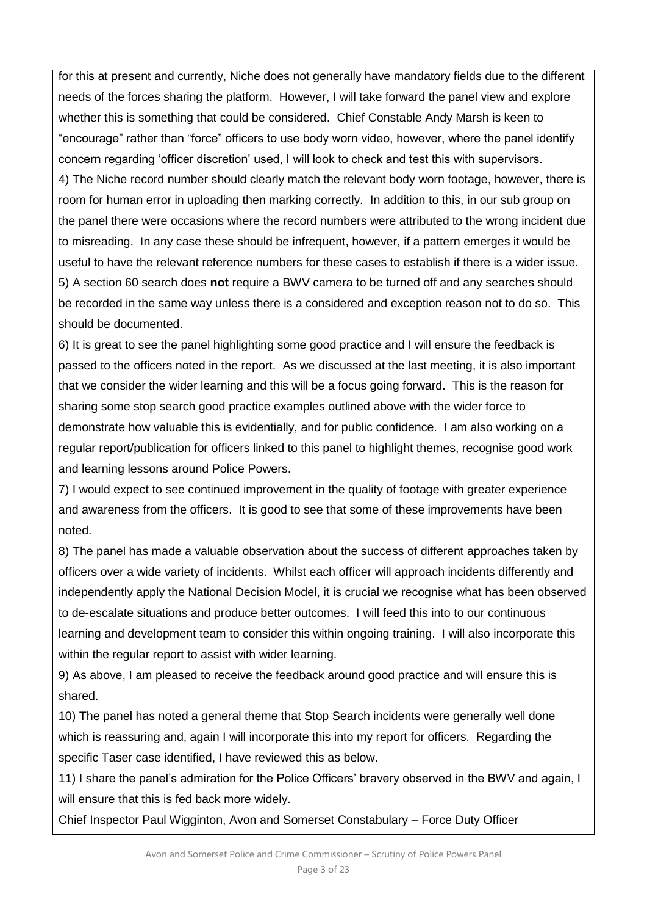for this at present and currently, Niche does not generally have mandatory fields due to the different needs of the forces sharing the platform. However, I will take forward the panel view and explore whether this is something that could be considered. Chief Constable Andy Marsh is keen to "encourage" rather than "force" officers to use body worn video, however, where the panel identify concern regarding 'officer discretion' used, I will look to check and test this with supervisors.

4) The Niche record number should clearly match the relevant body worn footage, however, there is room for human error in uploading then marking correctly. In addition to this, in our sub group on the panel there were occasions where the record numbers were attributed to the wrong incident due to misreading. In any case these should be infrequent, however, if a pattern emerges it would be useful to have the relevant reference numbers for these cases to establish if there is a wider issue.

5) A section 60 search does **not** require a BWV camera to be turned off and any searches should be recorded in the same way unless there is a considered and exception reason not to do so. This should be documented.

6) It is great to see the panel highlighting some good practice and I will ensure the feedback is passed to the officers noted in the report. As we discussed at the last meeting, it is also important that we consider the wider learning and this will be a focus going forward. This is the reason for sharing some stop search good practice examples outlined above with the wider force to demonstrate how valuable this is evidentially, and for public confidence. I am also working on a regular report/publication for officers linked to this panel to highlight themes, recognise good work and learning lessons around Police Powers.

7) I would expect to see continued improvement in the quality of footage with greater experience and awareness from the officers. It is good to see that some of these improvements have been noted.

8) The panel has made a valuable observation about the success of different approaches taken by officers over a wide variety of incidents. Whilst each officer will approach incidents differently and independently apply the National Decision Model, it is crucial we recognise what has been observed to de-escalate situations and produce better outcomes. I will feed this into to our continuous learning and development team to consider this within ongoing training. I will also incorporate this within the regular report to assist with wider learning.

9) As above, I am pleased to receive the feedback around good practice and will ensure this is shared.

10) The panel has noted a general theme that Stop Search incidents were generally well done which is reassuring and, again I will incorporate this into my report for officers. Regarding the specific Taser case identified, I have reviewed this as below.

11) I share the panel's admiration for the Police Officers' bravery observed in the BWV and again, I will ensure that this is fed back more widely.

Chief Inspector Paul Wigginton, Avon and Somerset Constabulary – Force Duty Officer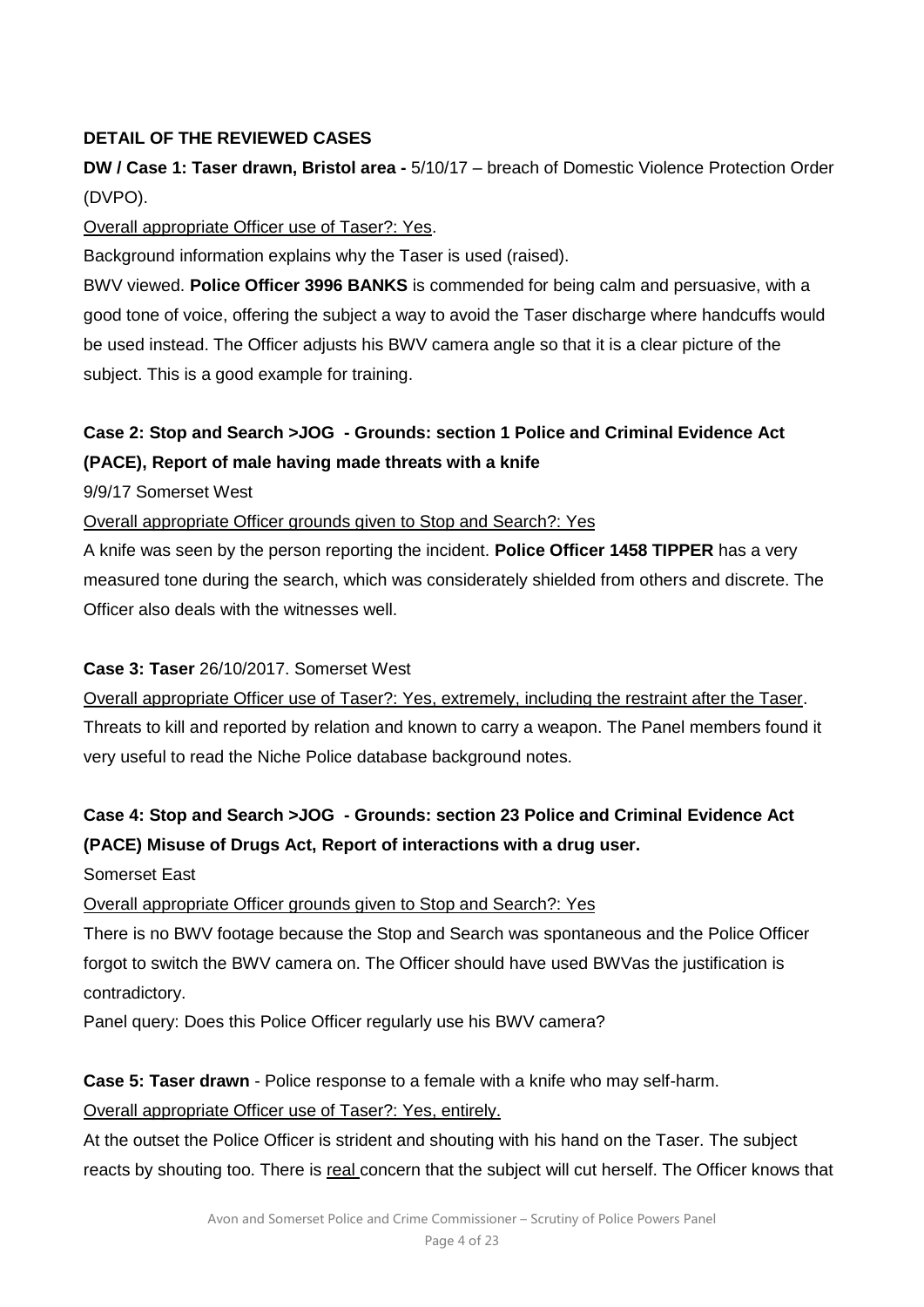**DETAIL OF THE REVIEWED CASES**

**DW / Case 1: Taser drawn, Bristol area -** 5/10/17 – breach of Domestic Violence Protection Order (DVPO).

Overall appropriate Officer use of Taser?: Yes.

Background information explains why the Taser is used (raised).

BWV viewed. **Police Officer 3996 BANKS** is commended for being calm and persuasive, with a good tone of voice, offering the subject a way to avoid the Taser discharge where handcuffs would be used instead. The Officer adjusts his BWV camera angle so that it is a clear picture of the subject. This is a good example for training.

**Case 2: Stop and Search >JOG - Grounds: section 1 Police and Criminal Evidence Act (PACE), Report of male having made threats with a knife**

9/9/17 Somerset West

Overall appropriate Officer grounds given to Stop and Search?: Yes

A knife was seen by the person reporting the incident. **Police Officer 1458 TIPPER** has a very measured tone during the search, which was considerately shielded from others and discrete. The Officer also deals with the witnesses well.

**Case 3: Taser** 26/10/2017. Somerset West

Overall appropriate Officer use of Taser?: Yes, extremely, including the restraint after the Taser.

Threats to kill and reported by relation and known to carry a weapon. The Panel members found it very useful to read the Niche Police database background notes.

**Case 4: Stop and Search >JOG - Grounds: section 23 Police and Criminal Evidence Act (PACE) Misuse of Drugs Act, Report of interactions with a drug user.**

Somerset East

Overall appropriate Officer grounds given to Stop and Search?: Yes

There is no BWV footage because the Stop and Search was spontaneous and the Police Officer forgot to switch the BWV camera on. The Officer should have used BWVas the justification is contradictory.

Panel query: Does this Police Officer regularly use his BWV camera?

**Case 5: Taser drawn** - Police response to a female with a knife who may self-harm.

Overall appropriate Officer use of Taser?: Yes, entirely.

At the outset the Police Officer is strident and shouting with his hand on the Taser. The subject reacts by shouting too. There is real concern that the subject will cut herself. The Officer knows that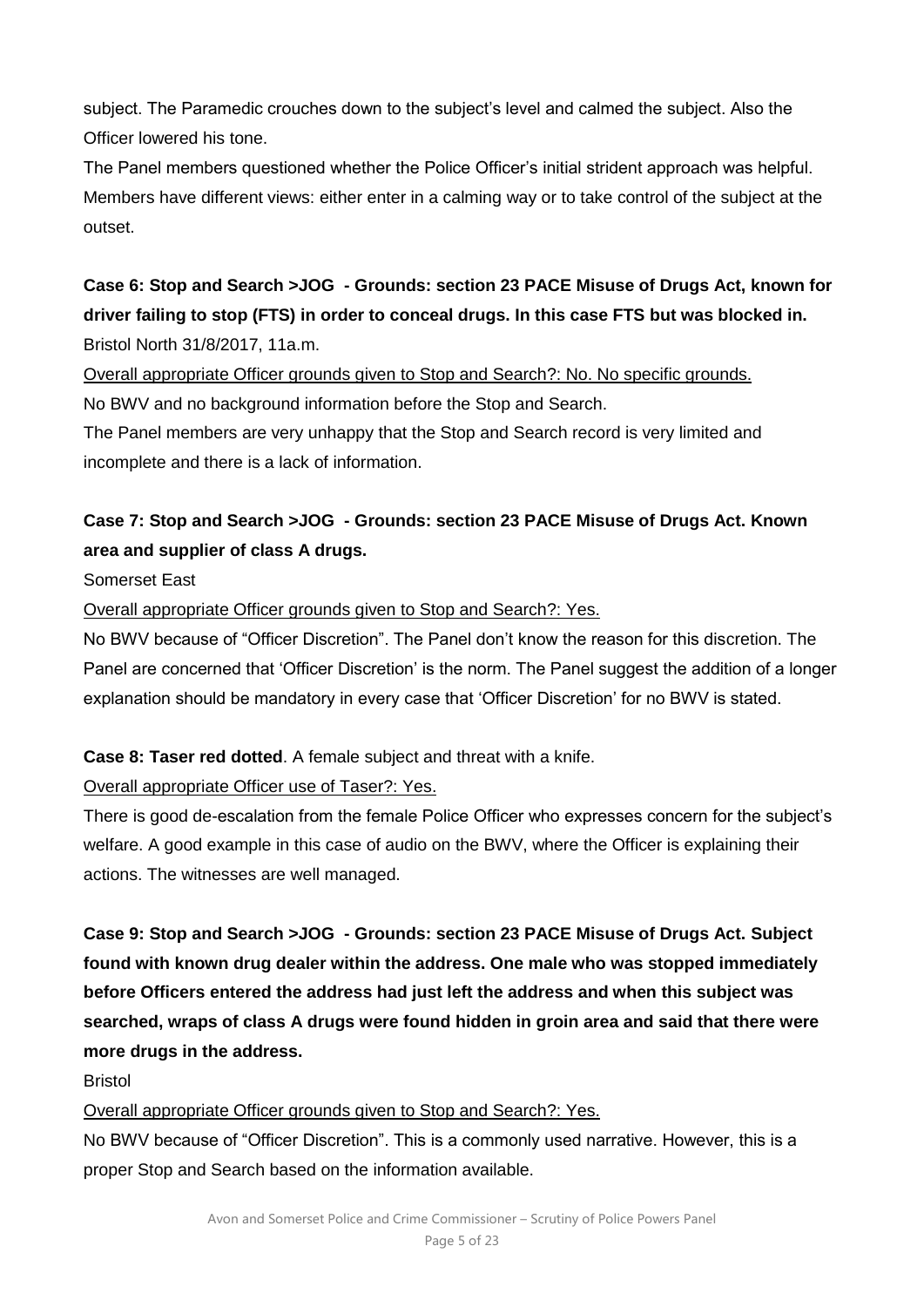subject. The Paramedic crouches down to the subject's level and calmed the subject. Also the Officer lowered his tone.

The Panel members questioned whether the Police Officer's initial strident approach was helpful. Members have different views: either enter in a calming way or to take control of the subject at the outset.

**Case 6: Stop and Search >JOG - Grounds: section 23 PACE Misuse of Drugs Act, known for driver failing to stop (FTS) in order to conceal drugs. In this case FTS but was blocked in.**

Bristol North 31/8/2017, 11a.m.

<u>Overall appropriate Officer grounds given to Stop and Search?: No. No specific grounds.</u>

No BWV and no background information before the Stop and Search.

The Panel members are very unhappy that the Stop and Search record is very limited and incomplete and there is a lack of information.

**Case 7: Stop and Search >JOG - Grounds: section 23 PACE Misuse of Drugs Act. Known area and supplier of class A drugs.**

Somerset East

<u>Overall appropriate Officer grounds given to Stop and Search?: Yes.</u>

No BWV because of "Officer Discretion". The Panel don't know the reason for this discretion. The Panel are concerned that 'Officer Discretion' is the norm. The Panel suggest the addition of a longer explanation should be mandatory in every case that 'Officer Discretion' for no BWV is stated.

**Case 8: Taser red dotted**. A female subject and threat with a knife.

<u>Overall appropriate Officer use of Taser?: Yes.</u>

There is good de-escalation from the female Police Officer who expresses concern for the subject's welfare. A good example in this case of audio on the BWV, where the Officer is explaining their actions. The witnesses are well managed.

**Case 9: Stop and Search >JOG - Grounds: section 23 PACE Misuse of Drugs Act. Subject found with known drug dealer within the address. One male who was stopped immediately before Officers entered the address had just left the address and when this subject was searched, wraps of class A drugs were found hidden in groin area and said that there were more drugs in the address.**

Bristol

<u>Overall appropriate Officer grounds given to Stop and Search?: Yes.</u>

No BWV because of "Officer Discretion". This is a commonly used narrative. However, this is a proper Stop and Search based on the information available.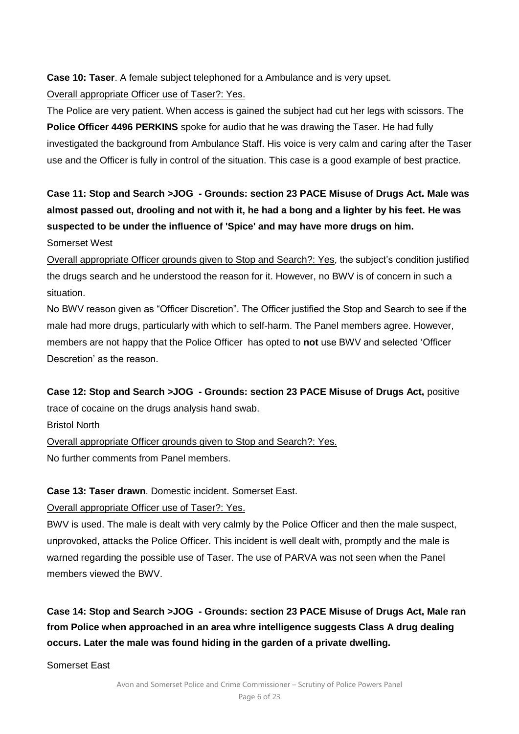**Case 10: Taser**. A female subject telephoned for a Ambulance and is very upset.

Overall appropriate Officer use of Taser?: Yes.

The Police are very patient. When access is gained the subject had cut her legs with scissors. The **Police Officer 4496 PERKINS** spoke for audio that he was drawing the Taser. He had fully investigated the background from Ambulance Staff. His voice is very calm and caring after the Taser use and the Officer is fully in control of the situation. This case is a good example of best practice.

**Case 11: Stop and Search >JOG - Grounds: section 23 PACE Misuse of Drugs Act. Male was almost passed out, drooling and not with it, he had a bong and a lighter by his feet. He was suspected to be under the influence of 'Spice' and may have more drugs on him.**

Somerset West

Overall appropriate Officer grounds given to Stop and Search?: Yes, the subject's condition justified the drugs search and he understood the reason for it. However, no BWV is of concern in such a situation.

No BWV reason given as "Officer Discretion". The Officer justified the Stop and Search to see if the male had more drugs, particularly with which to self-harm. The Panel members agree. However, members are not happy that the Police Officer has opted to **not** use BWV and selected 'Officer Descretion' as the reason.

**Case 12: Stop and Search >JOG - Grounds: section 23 PACE Misuse of Drugs Act,** positive trace of cocaine on the drugs analysis hand swab.

Bristol North

Overall appropriate Officer grounds given to Stop and Search?: Yes.

No further comments from Panel members.

**Case 13: Taser drawn**. Domestic incident. Somerset East.

Overall appropriate Officer use of Taser?: Yes.

BWV is used. The male is dealt with very calmly by the Police Officer and then the male suspect, unprovoked, attacks the Police Officer. This incident is well dealt with, promptly and the male is warned regarding the possible use of Taser. The use of PARVA was not seen when the Panel members viewed the BWV.

**Case 14: Stop and Search >JOG - Grounds: section 23 PACE Misuse of Drugs Act, Male ran from Police when approached in an area whre intelligence suggests Class A drug dealing occurs. Later the male was found hiding in the garden of a private dwelling.**

Somerset East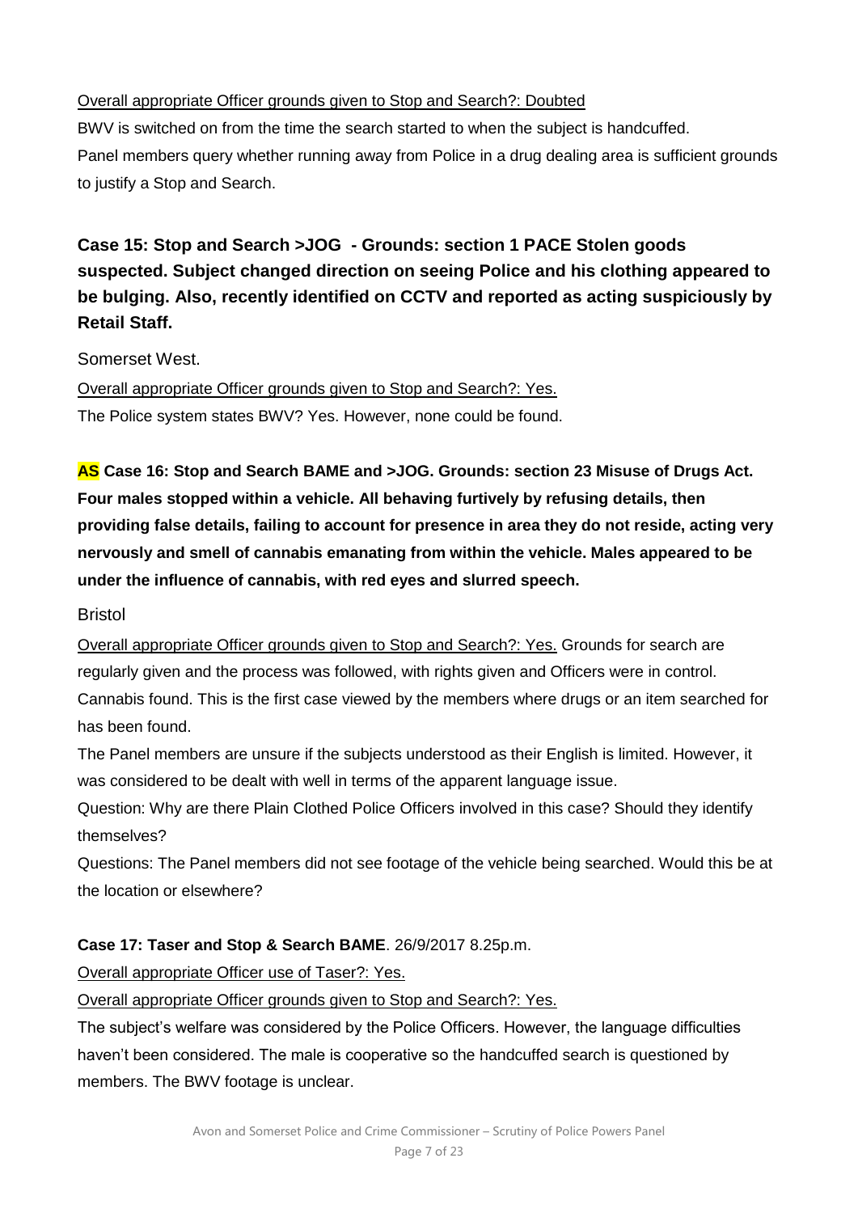Overall appropriate Officer grounds given to Stop and Search?: Doubted

BWV is switched on from the time the search started to when the subject is handcuffed.

Panel members query whether running away from Police in a drug dealing area is sufficient grounds to justify a Stop and Search.

**Case 15: Stop and Search >JOG - Grounds: section 1 PACE Stolen goods suspected. Subject changed direction on seeing Police and his clothing appeared to be bulging. Also, recently identified on CCTV and reported as acting suspiciously by Retail Staff.**

Somerset West.

Overall appropriate Officer grounds given to Stop and Search?: Yes.

The Police system states BWV? Yes. However, none could be found.

**AS Case 16: Stop and Search BAME and >JOG. Grounds: section 23 Misuse of Drugs Act. Four males stopped within a vehicle. All behaving furtively by refusing details, then providing false details, failing to account for presence in area they do not reside, acting very nervously and smell of cannabis emanating from within the vehicle. Males appeared to be under the influence of cannabis, with red eyes and slurred speech.**

Bristol

Overall appropriate Officer grounds given to Stop and Search?: Yes. Grounds for search are regularly given and the process was followed, with rights given and Officers were in control. Cannabis found. This is the first case viewed by the members where drugs or an item searched for has been found.

The Panel members are unsure if the subjects understood as their English is limited. However, it was considered to be dealt with well in terms of the apparent language issue.

Question: Why are there Plain Clothed Police Officers involved in this case? Should they identify themselves?

Questions: The Panel members did not see footage of the vehicle being searched. Would this be at the location or elsewhere?

**Case 17: Taser and Stop & Search BAME**. 26/9/2017 8.25p.m.

Overall appropriate Officer use of Taser?: Yes.

Overall appropriate Officer grounds given to Stop and Search?: Yes.

The subject's welfare was considered by the Police Officers. However, the language difficulties haven't been considered. The male is cooperative so the handcuffed search is questioned by members. The BWV footage is unclear.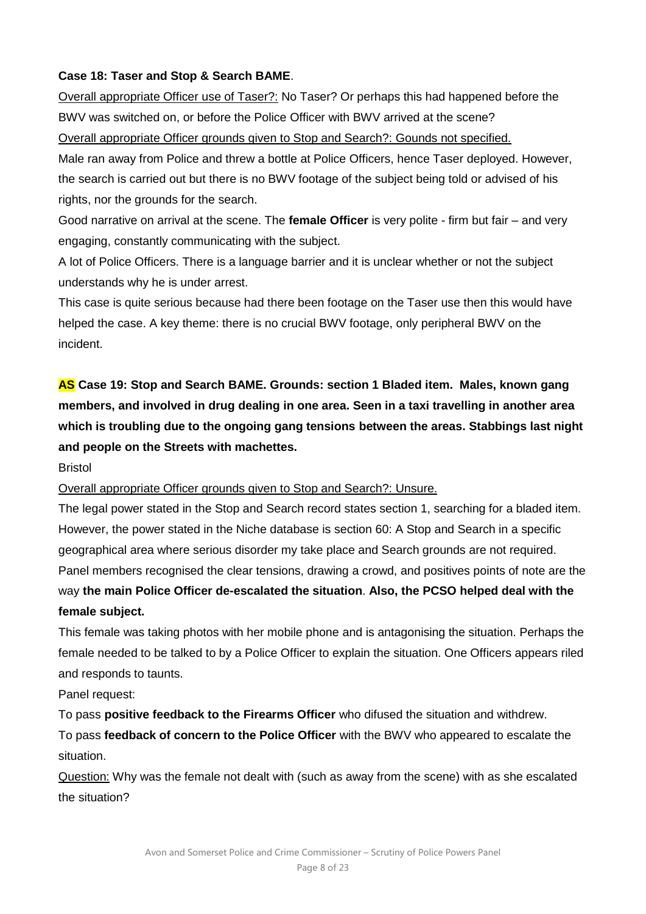**Case 18: Taser and Stop & Search BAME**.

Overall appropriate Officer use of Taser?: No Taser? Or perhaps this had happened before the BWV was switched on, or before the Police Officer with BWV arrived at the scene?

Overall appropriate Officer grounds given to Stop and Search?: Gounds not specified.

Male ran away from Police and threw a bottle at Police Officers, hence Taser deployed. However, the search is carried out but there is no BWV footage of the subject being told or advised of his rights, nor the grounds for the search.

Good narrative on arrival at the scene. The **female Officer** is very polite - firm but fair – and very engaging, constantly communicating with the subject.

A lot of Police Officers. There is a language barrier and it is unclear whether or not the subject understands why he is under arrest.

This case is quite serious because had there been footage on the Taser use then this would have helped the case. A key theme: there is no crucial BWV footage, only peripheral BWV on the incident.

**AS Case 19: Stop and Search BAME. Grounds: section 1 Bladed item. Males, known gang members, and involved in drug dealing in one area. Seen in a taxi travelling in another area which is troubling due to the ongoing gang tensions between the areas. Stabbings last night and people on the Streets with machettes.**

Bristol

Overall appropriate Officer grounds given to Stop and Search?: Unsure.

The legal power stated in the Stop and Search record states section 1, searching for a bladed item. However, the power stated in the Niche database is section 60: A Stop and Search in a specific geographical area where serious disorder my take place and Search grounds are not required.

Panel members recognised the clear tensions, drawing a crowd, and positives points of note are the way **the main Police Officer de-escalated the situation**. **Also, the PCSO helped deal with the female subject.**

This female was taking photos with her mobile phone and is antagonising the situation. Perhaps the female needed to be talked to by a Police Officer to explain the situation. One Officers appears riled and responds to taunts.

Panel request:

To pass **positive feedback to the Firearms Officer** who difused the situation and withdrew.

To pass **feedback of concern to the Police Officer** with the BWV who appeared to escalate the situation.

Question: Why was the female not dealt with (such as away from the scene) with as she escalated the situation?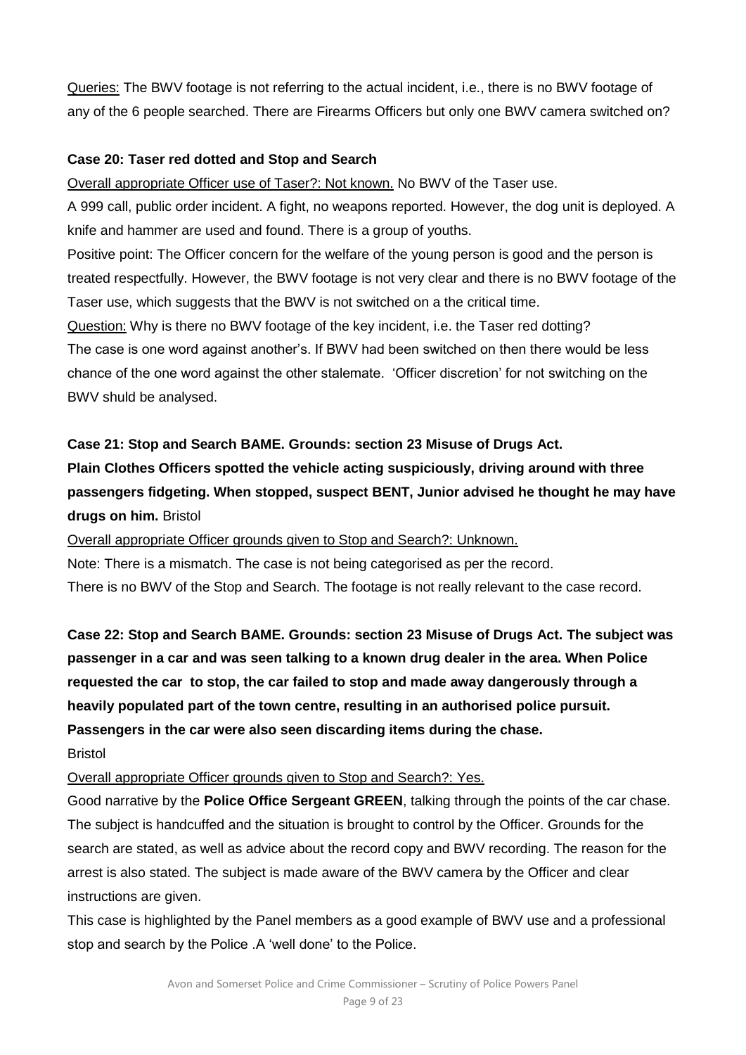Queries: The BWV footage is not referring to the actual incident, i.e., there is no BWV footage of any of the 6 people searched. There are Firearms Officers but only one BWV camera switched on?

**Case 20: Taser red dotted and Stop and Search**

Overall appropriate Officer use of Taser?: Not known. No BWV of the Taser use.

A 999 call, public order incident. A fight, no weapons reported. However, the dog unit is deployed. A knife and hammer are used and found. There is a group of youths.

Positive point: The Officer concern for the welfare of the young person is good and the person is treated respectfully. However, the BWV footage is not very clear and there is no BWV footage of the Taser use, which suggests that the BWV is not switched on a the critical time.

Question: Why is there no BWV footage of the key incident, i.e. the Taser red dotting?

The case is one word against another's. If BWV had been switched on then there would be less chance of the one word against the other stalemate. 'Officer discretion' for not switching on the BWV shuld be analysed.

**Case 21: Stop and Search BAME. Grounds: section 23 Misuse of Drugs Act. Plain Clothes Officers spotted the vehicle acting suspiciously, driving around with three passengers fidgeting. When stopped, suspect BENT, Junior advised he thought he may have drugs on him.** Bristol

Overall appropriate Officer grounds given to Stop and Search?: Unknown.

Note: There is a mismatch. The case is not being categorised as per the record.

There is no BWV of the Stop and Search. The footage is not really relevant to the case record.

**Case 22: Stop and Search BAME. Grounds: section 23 Misuse of Drugs Act. The subject was passenger in a car and was seen talking to a known drug dealer in the area. When Police requested the car to stop, the car failed to stop and made away dangerously through a heavily populated part of the town centre, resulting in an authorised police pursuit. Passengers in the car were also seen discarding items during the chase.**

Bristol

Overall appropriate Officer grounds given to Stop and Search?: Yes.

Good narrative by the **Police Office Sergeant GREEN**, talking through the points of the car chase. The subject is handcuffed and the situation is brought to control by the Officer. Grounds for the search are stated, as well as advice about the record copy and BWV recording. The reason for the arrest is also stated. The subject is made aware of the BWV camera by the Officer and clear instructions are given.

This case is highlighted by the Panel members as a good example of BWV use and a professional stop and search by the Police .A 'well done' to the Police.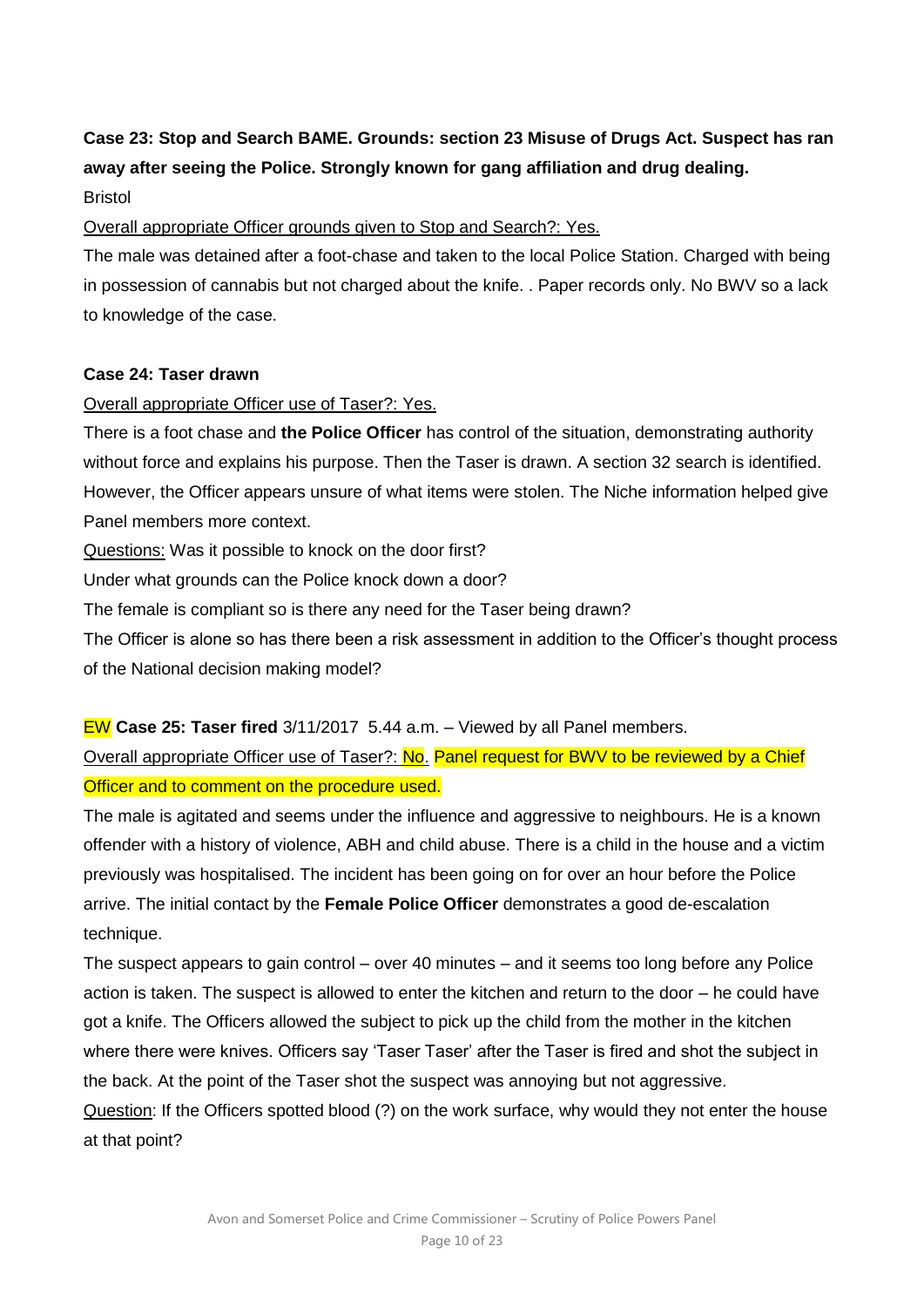**Case 23: Stop and Search BAME. Grounds: section 23 Misuse of Drugs Act. Suspect has ran away after seeing the Police. Strongly known for gang affiliation and drug dealing.**

Bristol

<u>Overall appropriate Officer grounds given to Stop and Search?: Yes.</u>

The male was detained after a foot-chase and taken to the local Police Station. Charged with being in possession of cannabis but not charged about the knife. . Paper records only. No BWV so a lack to knowledge of the case.

**Case 24: Taser drawn**

<u>Overall appropriate Officer use of Taser?: Yes.</u>

There is a foot chase and **the Police Officer** has control of the situation, demonstrating authority without force and explains his purpose. Then the Taser is drawn. A section 32 search is identified. However, the Officer appears unsure of what items were stolen. The Niche information helped give Panel members more context.

<u>Questions:</u> Was it possible to knock on the door first?

Under what grounds can the Police knock down a door?

The female is compliant so is there any need for the Taser being drawn?

The Officer is alone so has there been a risk assessment in addition to the Officer's thought process of the National decision making model?

EW **Case 25: Taser fired** 3/11/2017 5.44 a.m. – Viewed by all Panel members.

<u>Overall appropriate Officer use of Taser?: No.</u> Panel request for BWV to be reviewed by a Chief Officer and to comment on the procedure used.

The male is agitated and seems under the influence and aggressive to neighbours. He is a known offender with a history of violence, ABH and child abuse. There is a child in the house and a victim previously was hospitalised. The incident has been going on for over an hour before the Police arrive. The initial contact by the **Female Police Officer** demonstrates a good de-escalation technique.

The suspect appears to gain control – over 40 minutes – and it seems too long before any Police action is taken. The suspect is allowed to enter the kitchen and return to the door – he could have got a knife. The Officers allowed the subject to pick up the child from the mother in the kitchen where there were knives. Officers say 'Taser Taser' after the Taser is fired and shot the subject in the back. At the point of the Taser shot the suspect was annoying but not aggressive.

<u>Question</u>: If the Officers spotted blood (?) on the work surface, why would they not enter the house at that point?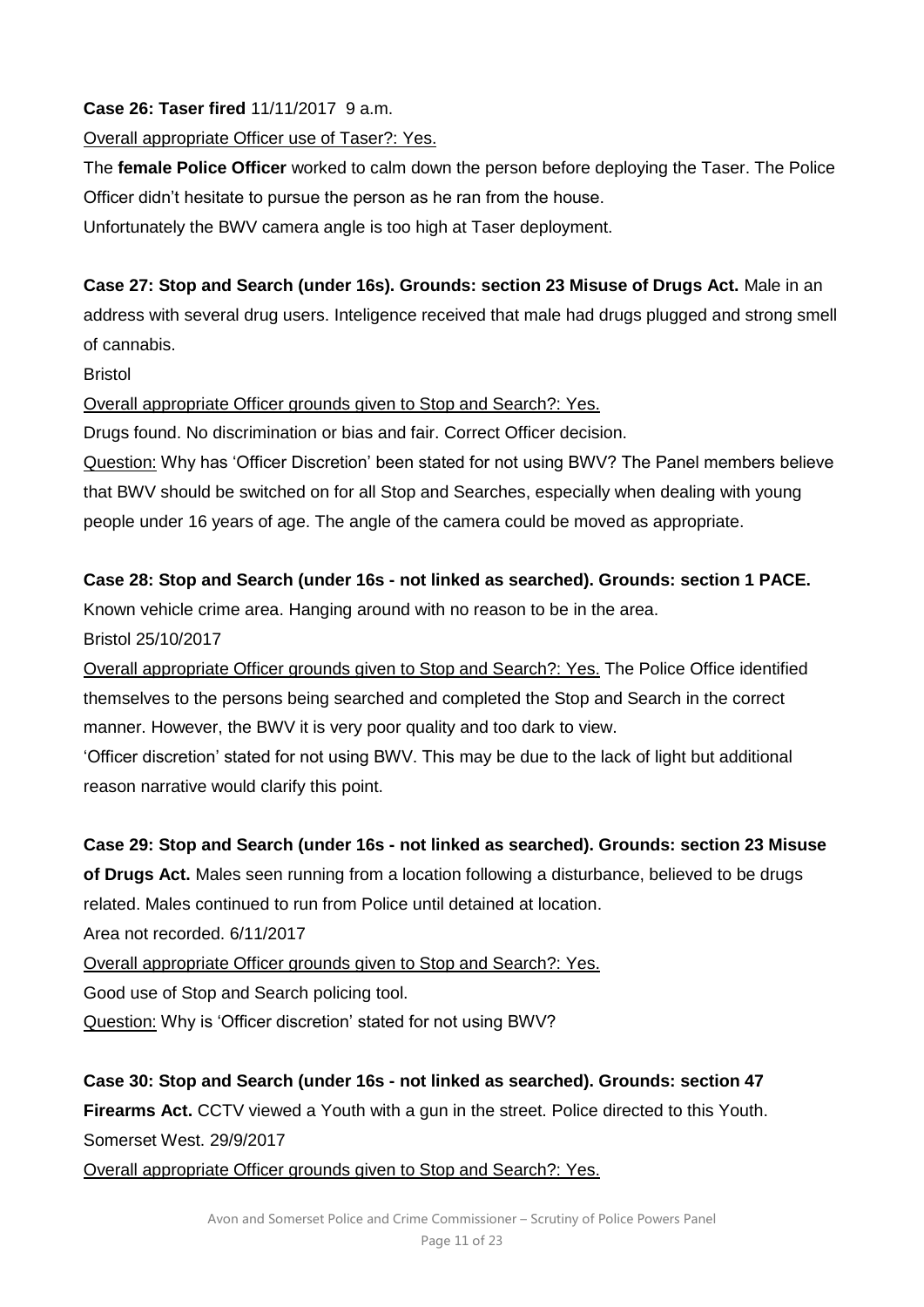**Case 26: Taser fired** 11/11/2017 9 a.m.

<u>Overall appropriate Officer use of Taser?: Yes.</u>

The **female Police Officer** worked to calm down the person before deploying the Taser. The Police Officer didn't hesitate to pursue the person as he ran from the house.

Unfortunately the BWV camera angle is too high at Taser deployment.

**Case 27: Stop and Search (under 16s). Grounds: section 23 Misuse of Drugs Act.** Male in an address with several drug users. Inteligence received that male had drugs plugged and strong smell of cannabis.

Bristol

<u>Overall appropriate Officer grounds given to Stop and Search?: Yes.</u>

Drugs found. No discrimination or bias and fair. Correct Officer decision.

<u>Question:</u> Why has 'Officer Discretion' been stated for not using BWV? The Panel members believe that BWV should be switched on for all Stop and Searches, especially when dealing with young people under 16 years of age. The angle of the camera could be moved as appropriate.

**Case 28: Stop and Search (under 16s - not linked as searched). Grounds: section 1 PACE.** Known vehicle crime area. Hanging around with no reason to be in the area.

Bristol 25/10/2017

<u>Overall appropriate Officer grounds given to Stop and Search?: Yes.</u> The Police Office identified themselves to the persons being searched and completed the Stop and Search in the correct manner. However, the BWV it is very poor quality and too dark to view.

'Officer discretion' stated for not using BWV. This may be due to the lack of light but additional reason narrative would clarify this point.

**Case 29: Stop and Search (under 16s - not linked as searched). Grounds: section 23 Misuse of Drugs Act.** Males seen running from a location following a disturbance, believed to be drugs related. Males continued to run from Police until detained at location.

Area not recorded. 6/11/2017

<u>Overall appropriate Officer grounds given to Stop and Search?: Yes.</u>

Good use of Stop and Search policing tool.

<u>Question:</u> Why is 'Officer discretion' stated for not using BWV?

**Case 30: Stop and Search (under 16s - not linked as searched). Grounds: section 47 Firearms Act.** CCTV viewed a Youth with a gun in the street. Police directed to this Youth.

Somerset West. 29/9/2017

<u>Overall appropriate Officer grounds given to Stop and Search?: Yes.</u>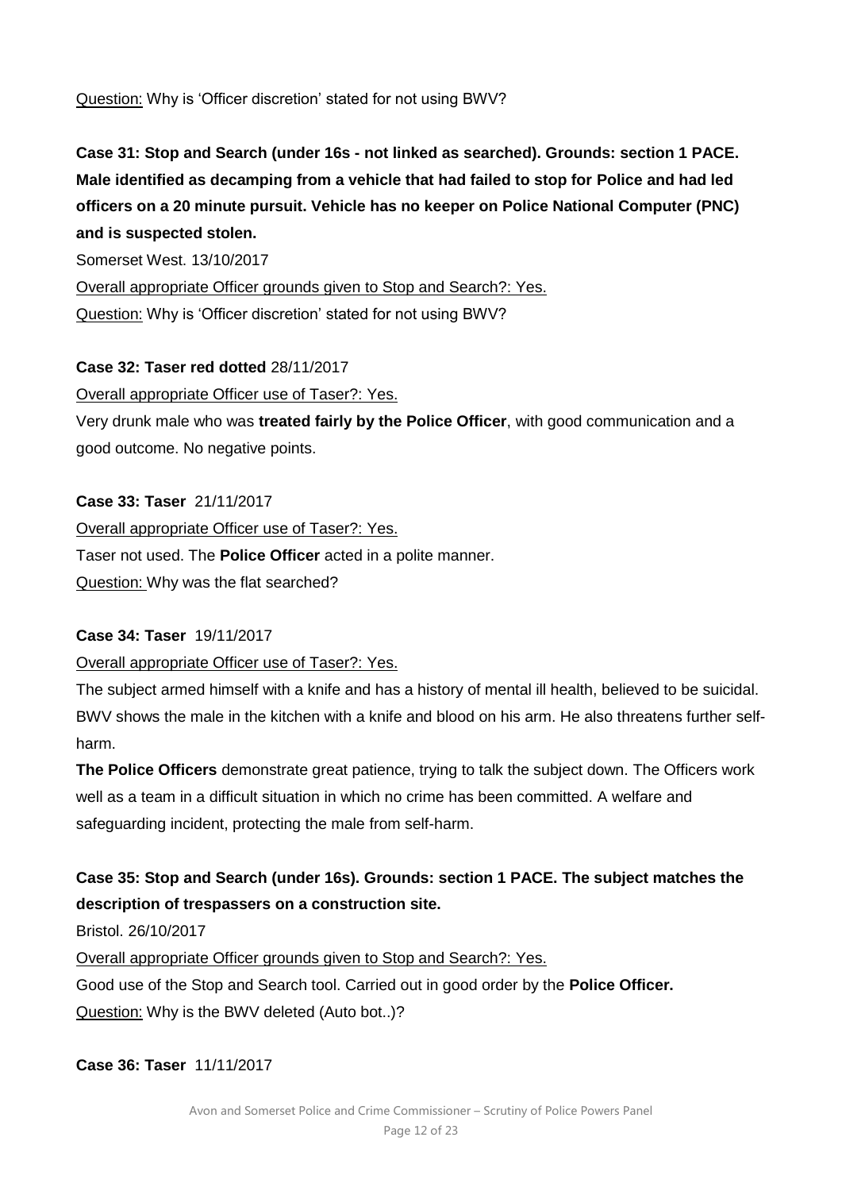<u>Question:</u> Why is 'Officer discretion' stated for not using BWV?

**Case 31: Stop and Search (under 16s - not linked as searched). Grounds: section 1 PACE. Male identified as decamping from a vehicle that had failed to stop for Police and had led officers on a 20 minute pursuit. Vehicle has no keeper on Police National Computer (PNC) and is suspected stolen.**

Somerset West. 13/10/2017

<u>Overall appropriate Officer grounds given to Stop and Search?: Yes.</u>

<u>Question:</u> Why is 'Officer discretion' stated for not using BWV?

**Case 32: Taser red dotted** 28/11/2017

<u>Overall appropriate Officer use of Taser?: Yes.</u>

Very drunk male who was **treated fairly by the Police Officer**, with good communication and a good outcome. No negative points.

**Case 33: Taser** 21/11/2017

<u>Overall appropriate Officer use of Taser?: Yes.</u>

Taser not used. The **Police Officer** acted in a polite manner.

<u>Question:</u> Why was the flat searched?

**Case 34: Taser** 19/11/2017

<u>Overall appropriate Officer use of Taser?: Yes.</u>

The subject armed himself with a knife and has a history of mental ill health, believed to be suicidal. BWV shows the male in the kitchen with a knife and blood on his arm. He also threatens further self-harm.

**The Police Officers** demonstrate great patience, trying to talk the subject down. The Officers work well as a team in a difficult situation in which no crime has been committed. A welfare and safeguarding incident, protecting the male from self-harm.

**Case 35: Stop and Search (under 16s). Grounds: section 1 PACE. The subject matches the description of trespassers on a construction site.**

Bristol. 26/10/2017

<u>Overall appropriate Officer grounds given to Stop and Search?: Yes.</u>

Good use of the Stop and Search tool. Carried out in good order by the **Police Officer.**

<u>Question:</u> Why is the BWV deleted (Auto bot..)?

**Case 36: Taser** 11/11/2017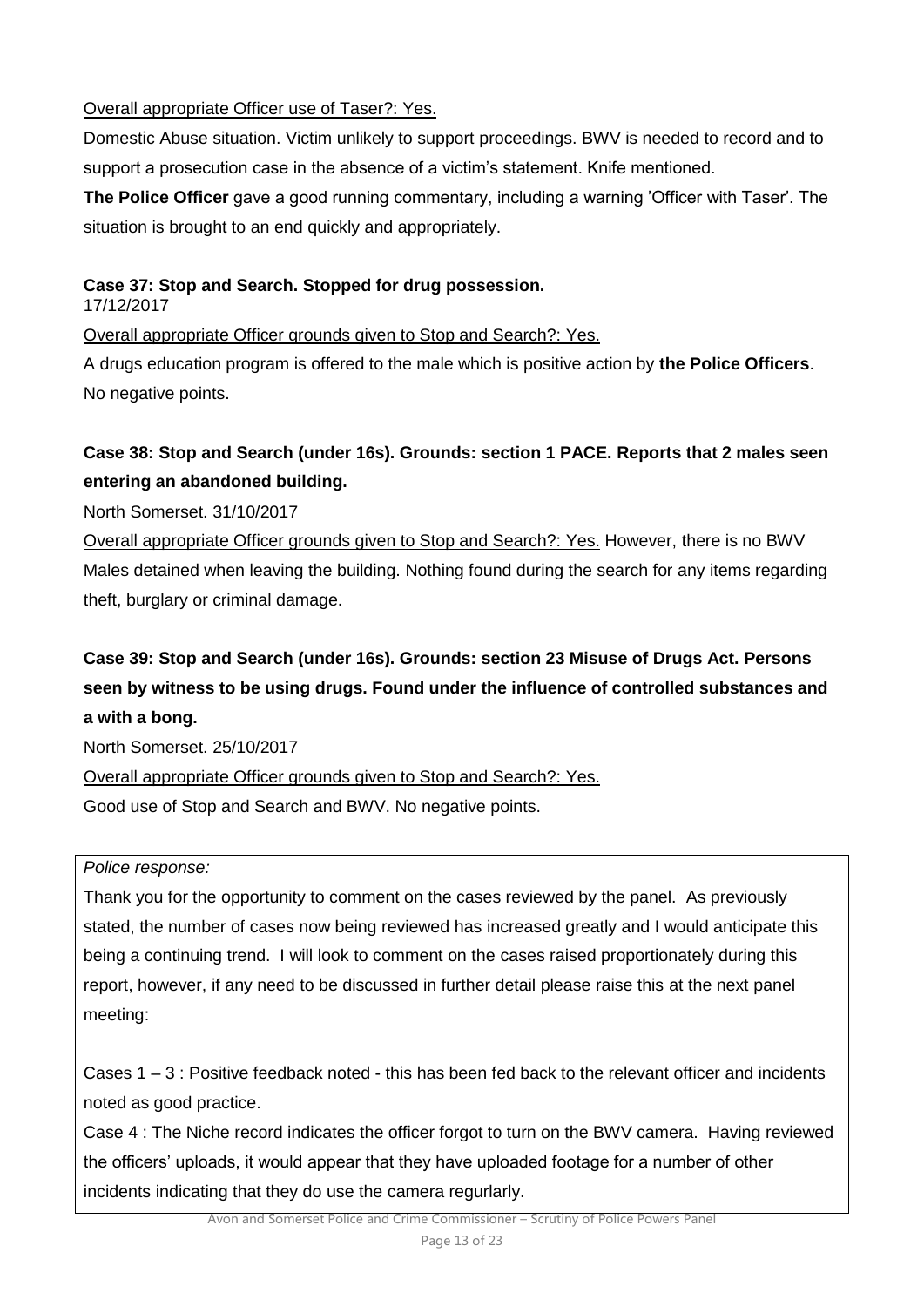<u>Overall appropriate Officer use of Taser?: Yes.</u>

Domestic Abuse situation. Victim unlikely to support proceedings. BWV is needed to record and to support a prosecution case in the absence of a victim's statement. Knife mentioned.

**The Police Officer** gave a good running commentary, including a warning 'Officer with Taser'. The situation is brought to an end quickly and appropriately.

**Case 37: Stop and Search. Stopped for drug possession.**

17/12/2017

<u>Overall appropriate Officer grounds given to Stop and Search?: Yes.</u>

A drugs education program is offered to the male which is positive action by **the Police Officers**. No negative points.

**Case 38: Stop and Search (under 16s). Grounds: section 1 PACE. Reports that 2 males seen entering an abandoned building.**

North Somerset. 31/10/2017

<u>Overall appropriate Officer grounds given to Stop and Search?: Yes.</u> However, there is no BWV Males detained when leaving the building. Nothing found during the search for any items regarding theft, burglary or criminal damage.

**Case 39: Stop and Search (under 16s). Grounds: section 23 Misuse of Drugs Act. Persons seen by witness to be using drugs. Found under the influence of controlled substances and a with a bong.**

North Somerset. 25/10/2017

<u>Overall appropriate Officer grounds given to Stop and Search?: Yes.</u>

Good use of Stop and Search and BWV. No negative points.

*Police response:*

Thank you for the opportunity to comment on the cases reviewed by the panel. As previously stated, the number of cases now being reviewed has increased greatly and I would anticipate this being a continuing trend. I will look to comment on the cases raised proportionately during this report, however, if any need to be discussed in further detail please raise this at the next panel meeting:

Cases 1 – 3 : Positive feedback noted - this has been fed back to the relevant officer and incidents noted as good practice.

Case 4 : The Niche record indicates the officer forgot to turn on the BWV camera. Having reviewed the officers' uploads, it would appear that they have uploaded footage for a number of other incidents indicating that they do use the camera regurlarly.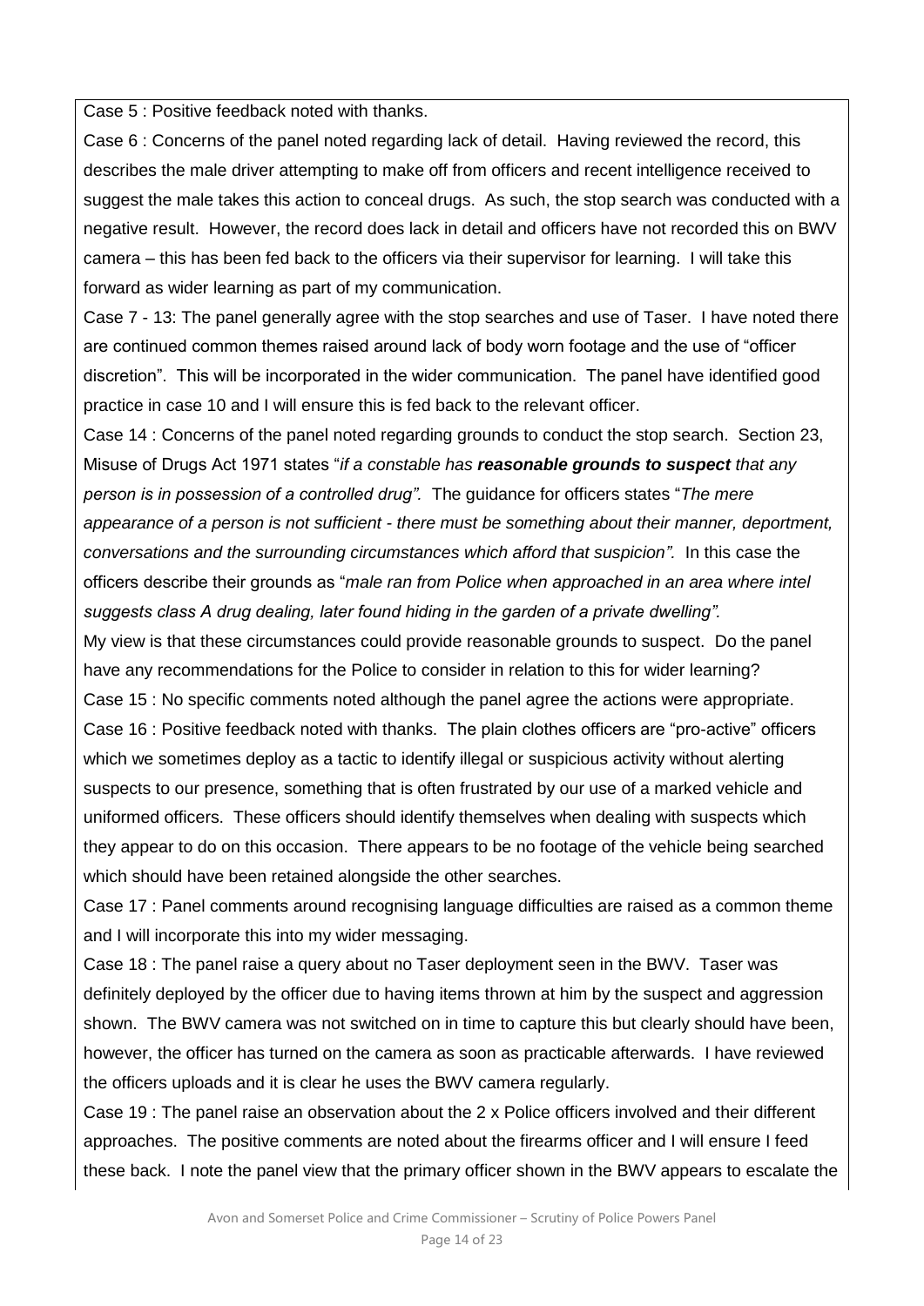Case 5 : Positive feedback noted with thanks.

Case 6 : Concerns of the panel noted regarding lack of detail. Having reviewed the record, this describes the male driver attempting to make off from officers and recent intelligence received to suggest the male takes this action to conceal drugs. As such, the stop search was conducted with a negative result. However, the record does lack in detail and officers have not recorded this on BWV camera – this has been fed back to the officers via their supervisor for learning. I will take this forward as wider learning as part of my communication.

Case 7 - 13: The panel generally agree with the stop searches and use of Taser. I have noted there are continued common themes raised around lack of body worn footage and the use of "officer discretion". This will be incorporated in the wider communication. The panel have identified good practice in case 10 and I will ensure this is fed back to the relevant officer.

Case 14 : Concerns of the panel noted regarding grounds to conduct the stop search. Section 23, Misuse of Drugs Act 1971 states "*if a constable has **reasonable grounds to suspect** that any person is in possession of a controlled drug".* The guidance for officers states "*The mere appearance of a person is not sufficient - there must be something about their manner, deportment, conversations and the surrounding circumstances which afford that suspicion".* In this case the officers describe their grounds as "*male ran from Police when approached in an area where intel suggests class A drug dealing, later found hiding in the garden of a private dwelling".*

My view is that these circumstances could provide reasonable grounds to suspect. Do the panel have any recommendations for the Police to consider in relation to this for wider learning?

Case 15 : No specific comments noted although the panel agree the actions were appropriate.

Case 16 : Positive feedback noted with thanks. The plain clothes officers are "pro-active" officers which we sometimes deploy as a tactic to identify illegal or suspicious activity without alerting suspects to our presence, something that is often frustrated by our use of a marked vehicle and uniformed officers. These officers should identify themselves when dealing with suspects which they appear to do on this occasion. There appears to be no footage of the vehicle being searched which should have been retained alongside the other searches.

Case 17 : Panel comments around recognising language difficulties are raised as a common theme and I will incorporate this into my wider messaging.

Case 18 : The panel raise a query about no Taser deployment seen in the BWV. Taser was definitely deployed by the officer due to having items thrown at him by the suspect and aggression shown. The BWV camera was not switched on in time to capture this but clearly should have been, however, the officer has turned on the camera as soon as practicable afterwards. I have reviewed the officers uploads and it is clear he uses the BWV camera regularly.

Case 19 : The panel raise an observation about the 2 x Police officers involved and their different approaches. The positive comments are noted about the firearms officer and I will ensure I feed these back. I note the panel view that the primary officer shown in the BWV appears to escalate the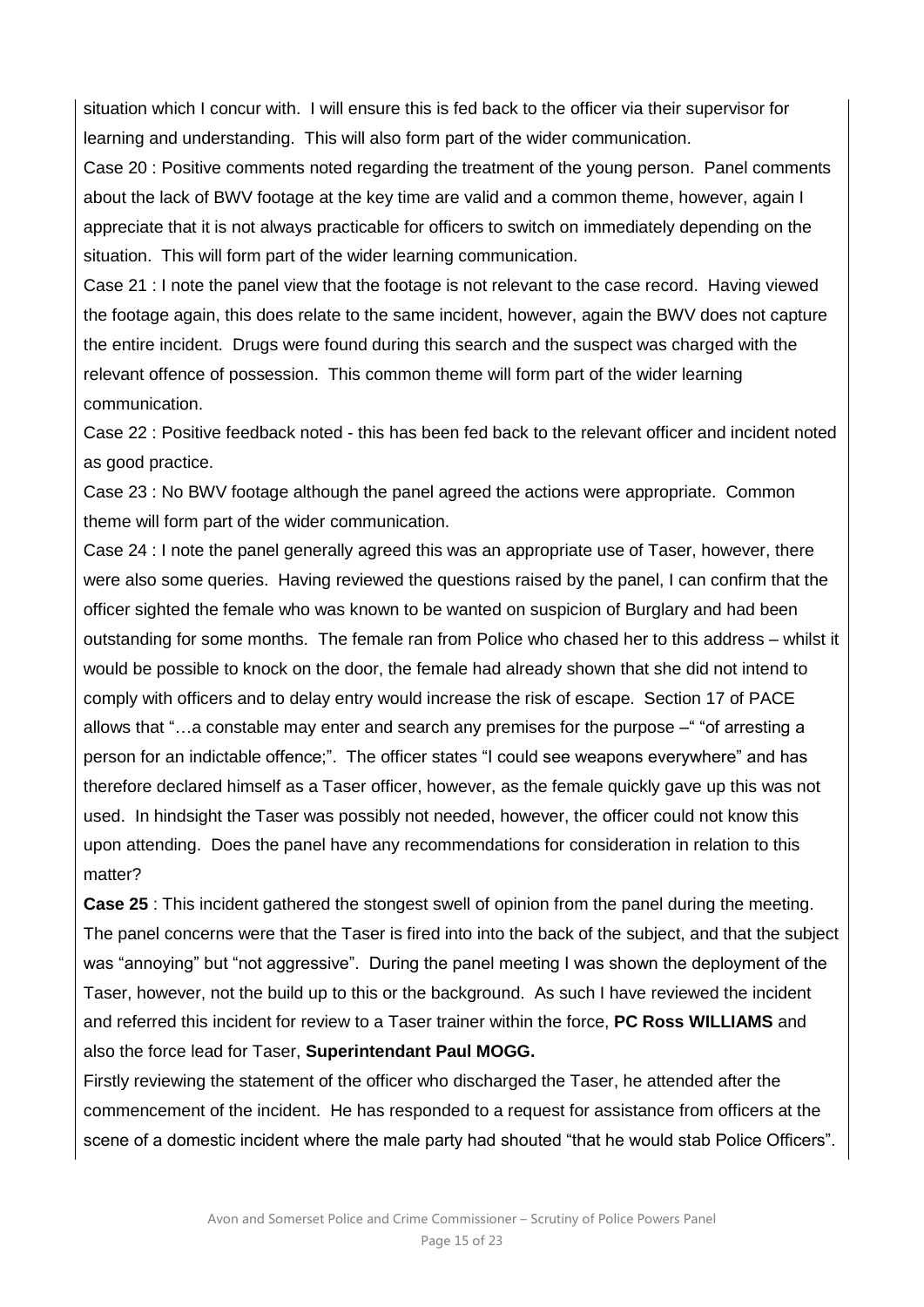situation which I concur with. I will ensure this is fed back to the officer via their supervisor for learning and understanding. This will also form part of the wider communication.

Case 20 : Positive comments noted regarding the treatment of the young person. Panel comments about the lack of BWV footage at the key time are valid and a common theme, however, again I appreciate that it is not always practicable for officers to switch on immediately depending on the situation. This will form part of the wider learning communication.

Case 21 : I note the panel view that the footage is not relevant to the case record. Having viewed the footage again, this does relate to the same incident, however, again the BWV does not capture the entire incident. Drugs were found during this search and the suspect was charged with the relevant offence of possession. This common theme will form part of the wider learning communication.

Case 22 : Positive feedback noted - this has been fed back to the relevant officer and incident noted as good practice.

Case 23 : No BWV footage although the panel agreed the actions were appropriate. Common theme will form part of the wider communication.

Case 24 : I note the panel generally agreed this was an appropriate use of Taser, however, there were also some queries. Having reviewed the questions raised by the panel, I can confirm that the officer sighted the female who was known to be wanted on suspicion of Burglary and had been outstanding for some months. The female ran from Police who chased her to this address – whilst it would be possible to knock on the door, the female had already shown that she did not intend to comply with officers and to delay entry would increase the risk of escape. Section 17 of PACE allows that "…a constable may enter and search any premises for the purpose –" "of arresting a person for an indictable offence;". The officer states "I could see weapons everywhere" and has therefore declared himself as a Taser officer, however, as the female quickly gave up this was not used. In hindsight the Taser was possibly not needed, however, the officer could not know this upon attending. Does the panel have any recommendations for consideration in relation to this matter?

**Case 25** : This incident gathered the stongest swell of opinion from the panel during the meeting. The panel concerns were that the Taser is fired into into the back of the subject, and that the subject was "annoying" but "not aggressive". During the panel meeting I was shown the deployment of the Taser, however, not the build up to this or the background. As such I have reviewed the incident and referred this incident for review to a Taser trainer within the force, **PC Ross WILLIAMS** and also the force lead for Taser, **Superintendant Paul MOGG.**

Firstly reviewing the statement of the officer who discharged the Taser, he attended after the commencement of the incident. He has responded to a request for assistance from officers at the scene of a domestic incident where the male party had shouted "that he would stab Police Officers".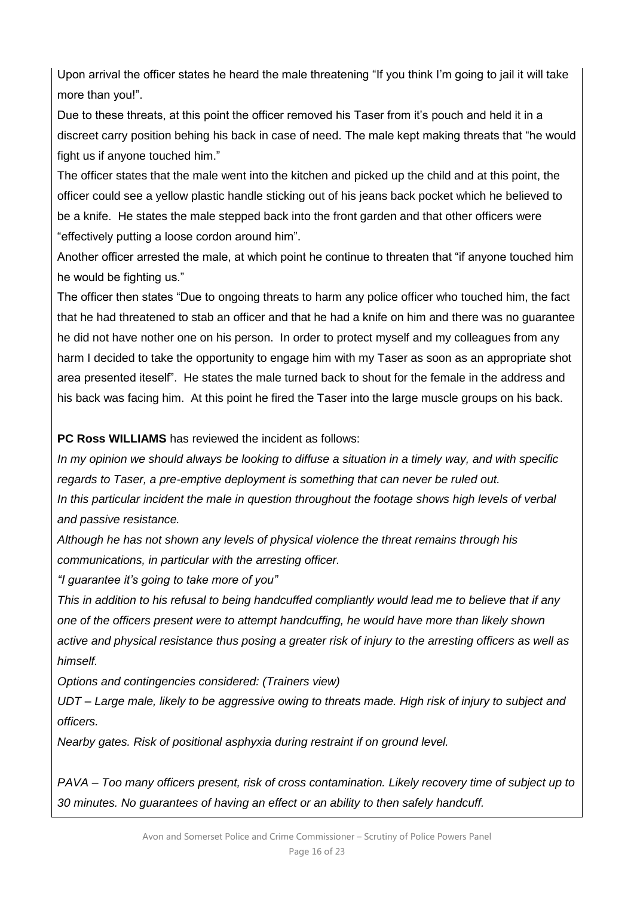Upon arrival the officer states he heard the male threatening "If you think I'm going to jail it will take more than you!".

Due to these threats, at this point the officer removed his Taser from it's pouch and held it in a discreet carry position behing his back in case of need. The male kept making threats that "he would fight us if anyone touched him."

The officer states that the male went into the kitchen and picked up the child and at this point, the officer could see a yellow plastic handle sticking out of his jeans back pocket which he believed to be a knife. He states the male stepped back into the front garden and that other officers were "effectively putting a loose cordon around him".

Another officer arrested the male, at which point he continue to threaten that "if anyone touched him he would be fighting us."

The officer then states "Due to ongoing threats to harm any police officer who touched him, the fact that he had threatened to stab an officer and that he had a knife on him and there was no guarantee he did not have nother one on his person. In order to protect myself and my colleagues from any harm I decided to take the opportunity to engage him with my Taser as soon as an appropriate shot area presented iteself". He states the male turned back to shout for the female in the address and his back was facing him. At this point he fired the Taser into the large muscle groups on his back.

**PC Ross WILLIAMS** has reviewed the incident as follows:

*In my opinion we should always be looking to diffuse a situation in a timely way, and with specific regards to Taser, a pre-emptive deployment is something that can never be ruled out.*

*In this particular incident the male in question throughout the footage shows high levels of verbal and passive resistance.*

*Although he has not shown any levels of physical violence the threat remains through his communications, in particular with the arresting officer.*

*"I guarantee it's going to take more of you"*

*This in addition to his refusal to being handcuffed compliantly would lead me to believe that if any one of the officers present were to attempt handcuffing, he would have more than likely shown active and physical resistance thus posing a greater risk of injury to the arresting officers as well as himself.*

*Options and contingencies considered: (Trainers view)*

*UDT – Large male, likely to be aggressive owing to threats made. High risk of injury to subject and officers.*

*Nearby gates. Risk of positional asphyxia during restraint if on ground level.*

*PAVA – Too many officers present, risk of cross contamination. Likely recovery time of subject up to 30 minutes. No guarantees of having an effect or an ability to then safely handcuff.*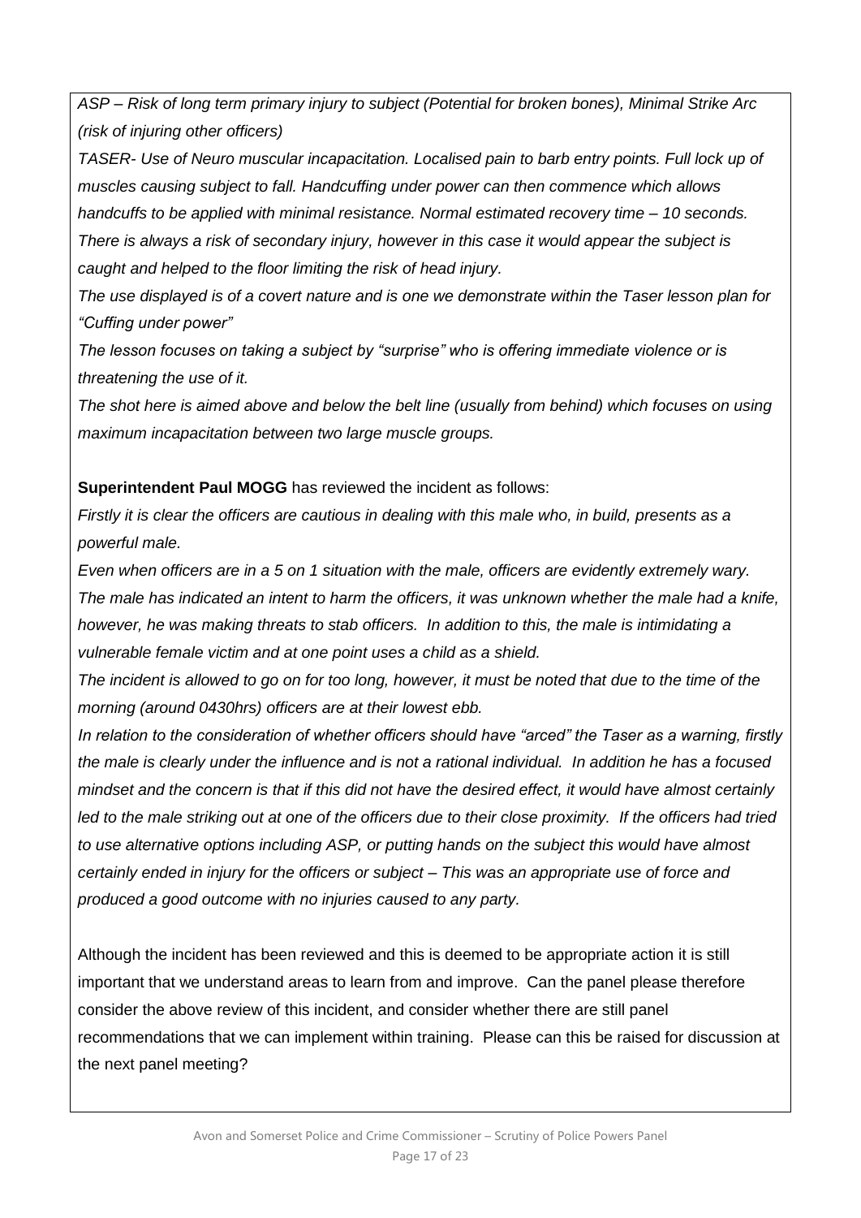*ASP – Risk of long term primary injury to subject (Potential for broken bones), Minimal Strike Arc (risk of injuring other officers)*

*TASER- Use of Neuro muscular incapacitation. Localised pain to barb entry points. Full lock up of muscles causing subject to fall. Handcuffing under power can then commence which allows handcuffs to be applied with minimal resistance. Normal estimated recovery time – 10 seconds. There is always a risk of secondary injury, however in this case it would appear the subject is caught and helped to the floor limiting the risk of head injury.*

*The use displayed is of a covert nature and is one we demonstrate within the Taser lesson plan for "Cuffing under power"*

*The lesson focuses on taking a subject by "surprise" who is offering immediate violence or is threatening the use of it.*

*The shot here is aimed above and below the belt line (usually from behind) which focuses on using maximum incapacitation between two large muscle groups.*

**Superintendent Paul MOGG** has reviewed the incident as follows:

*Firstly it is clear the officers are cautious in dealing with this male who, in build, presents as a powerful male.*

*Even when officers are in a 5 on 1 situation with the male, officers are evidently extremely wary. The male has indicated an intent to harm the officers, it was unknown whether the male had a knife, however, he was making threats to stab officers. In addition to this, the male is intimidating a vulnerable female victim and at one point uses a child as a shield.*

*The incident is allowed to go on for too long, however, it must be noted that due to the time of the morning (around 0430hrs) officers are at their lowest ebb.*

*In relation to the consideration of whether officers should have "arced" the Taser as a warning, firstly the male is clearly under the influence and is not a rational individual. In addition he has a focused mindset and the concern is that if this did not have the desired effect, it would have almost certainly led to the male striking out at one of the officers due to their close proximity. If the officers had tried to use alternative options including ASP, or putting hands on the subject this would have almost certainly ended in injury for the officers or subject – This was an appropriate use of force and produced a good outcome with no injuries caused to any party.*

Although the incident has been reviewed and this is deemed to be appropriate action it is still important that we understand areas to learn from and improve. Can the panel please therefore consider the above review of this incident, and consider whether there are still panel recommendations that we can implement within training. Please can this be raised for discussion at the next panel meeting?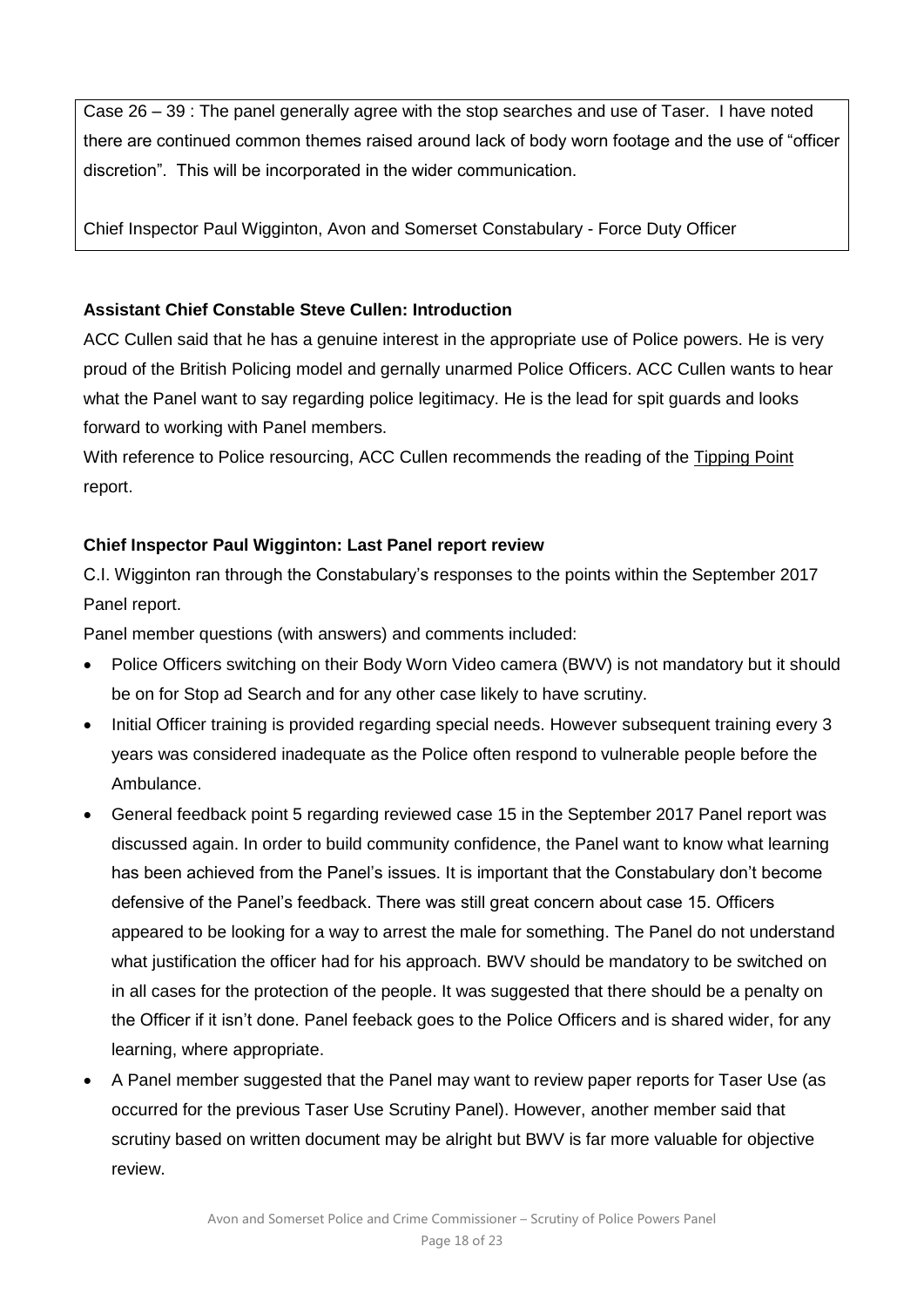Case 26 – 39 : The panel generally agree with the stop searches and use of Taser. I have noted there are continued common themes raised around lack of body worn footage and the use of "officer discretion". This will be incorporated in the wider communication.

Chief Inspector Paul Wigginton, Avon and Somerset Constabulary - Force Duty Officer

**Assistant Chief Constable Steve Cullen: Introduction**

ACC Cullen said that he has a genuine interest in the appropriate use of Police powers. He is very proud of the British Policing model and gernally unarmed Police Officers. ACC Cullen wants to hear what the Panel want to say regarding police legitimacy. He is the lead for spit guards and looks forward to working with Panel members.

With reference to Police resourcing, ACC Cullen recommends the reading of the Tipping Point report.

**Chief Inspector Paul Wigginton: Last Panel report review**

C.I. Wigginton ran through the Constabulary's responses to the points within the September 2017 Panel report.

Panel member questions (with answers) and comments included:

- Police Officers switching on their Body Worn Video camera (BWV) is not mandatory but it should be on for Stop ad Search and for any other case likely to have scrutiny.
- Initial Officer training is provided regarding special needs. However subsequent training every 3 years was considered inadequate as the Police often respond to vulnerable people before the Ambulance.
- General feedback point 5 regarding reviewed case 15 in the September 2017 Panel report was discussed again. In order to build community confidence, the Panel want to know what learning has been achieved from the Panel's issues. It is important that the Constabulary don't become defensive of the Panel's feedback. There was still great concern about case 15. Officers appeared to be looking for a way to arrest the male for something. The Panel do not understand what justification the officer had for his approach. BWV should be mandatory to be switched on in all cases for the protection of the people. It was suggested that there should be a penalty on the Officer if it isn't done. Panel feeback goes to the Police Officers and is shared wider, for any learning, where appropriate.
- A Panel member suggested that the Panel may want to review paper reports for Taser Use (as occurred for the previous Taser Use Scrutiny Panel). However, another member said that scrutiny based on written document may be alright but BWV is far more valuable for objective review.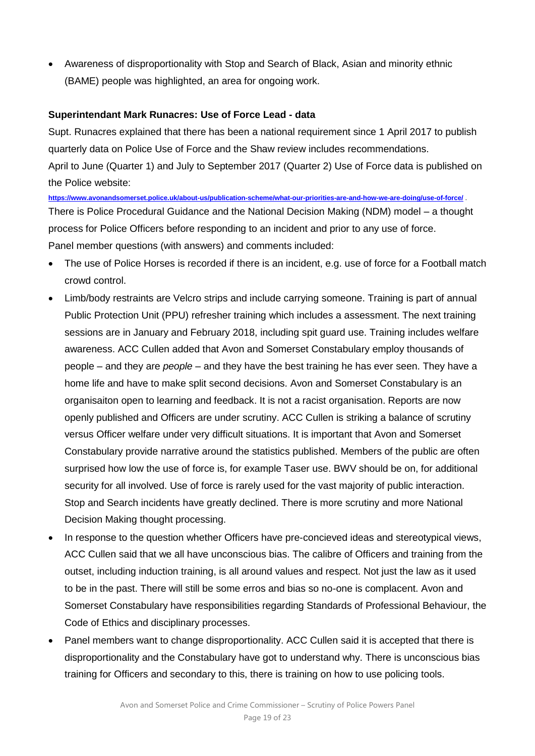- Awareness of disproportionality with Stop and Search of Black, Asian and minority ethnic (BAME) people was highlighted, an area for ongoing work.

**Superintendant Mark Runacres: Use of Force Lead - data**

Supt. Runacres explained that there has been a national requirement since 1 April 2017 to publish quarterly data on Police Use of Force and the Shaw review includes recommendations.

April to June (Quarter 1) and July to September 2017 (Quarter 2) Use of Force data is published on the Police website:

https://www.avonandsomerset.police.uk/about-us/publication-scheme/what-our-priorities-are-and-how-we-are-doing/use-of-force/ .

There is Police Procedural Guidance and the National Decision Making (NDM) model – a thought process for Police Officers before responding to an incident and prior to any use of force.

Panel member questions (with answers) and comments included:

- The use of Police Horses is recorded if there is an incident, e.g. use of force for a Football match crowd control.
- Limb/body restraints are Velcro strips and include carrying someone. Training is part of annual Public Protection Unit (PPU) refresher training which includes a assessment. The next training sessions are in January and February 2018, including spit guard use. Training includes welfare awareness. ACC Cullen added that Avon and Somerset Constabulary employ thousands of people – and they are *people* – and they have the best training he has ever seen. They have a home life and have to make split second decisions. Avon and Somerset Constabulary is an organisaiton open to learning and feedback. It is not a racist organisation. Reports are now openly published and Officers are under scrutiny. ACC Cullen is striking a balance of scrutiny versus Officer welfare under very difficult situations. It is important that Avon and Somerset Constabulary provide narrative around the statistics published. Members of the public are often surprised how low the use of force is, for example Taser use. BWV should be on, for additional security for all involved. Use of force is rarely used for the vast majority of public interaction. Stop and Search incidents have greatly declined. There is more scrutiny and more National Decision Making thought processing.
- In response to the question whether Officers have pre-concieved ideas and stereotypical views, ACC Cullen said that we all have unconscious bias. The calibre of Officers and training from the outset, including induction training, is all around values and respect. Not just the law as it used to be in the past. There will still be some erros and bias so no-one is complacent. Avon and Somerset Constabulary have responsibilities regarding Standards of Professional Behaviour, the Code of Ethics and disciplinary processes.
- Panel members want to change disproportionality. ACC Cullen said it is accepted that there is disproportionality and the Constabulary have got to understand why. There is unconscious bias training for Officers and secondary to this, there is training on how to use policing tools.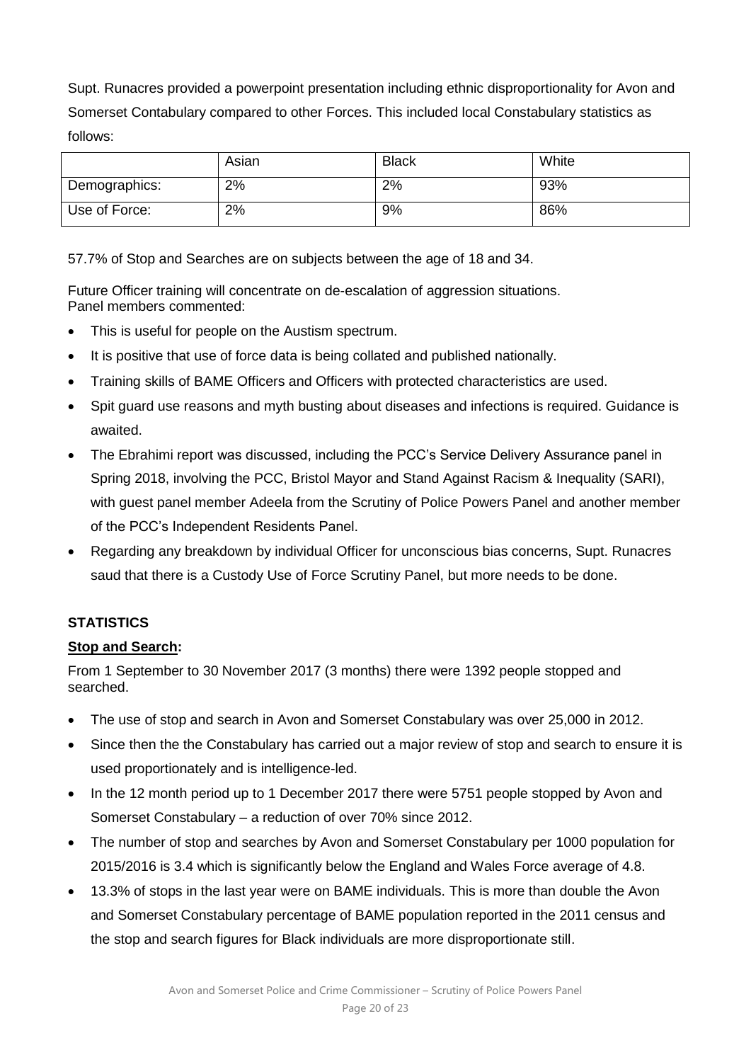Supt. Runacres provided a powerpoint presentation including ethnic disproportionality for Avon and Somerset Contabulary compared to other Forces. This included local Constabulary statistics as follows:

| | Asian | Black | White |
|---|---|---|---|
| Demographics: | 2% | 2% | 93% |
| Use of Force: | 2% | 9% | 86% |

57.7% of Stop and Searches are on subjects between the age of 18 and 34.

Future Officer training will concentrate on de-escalation of aggression situations.
Panel members commented:

- This is useful for people on the Austism spectrum.
- It is positive that use of force data is being collated and published nationally.
- Training skills of BAME Officers and Officers with protected characteristics are used.
- Spit guard use reasons and myth busting about diseases and infections is required. Guidance is awaited.
- The Ebrahimi report was discussed, including the PCC's Service Delivery Assurance panel in Spring 2018, involving the PCC, Bristol Mayor and Stand Against Racism & Inequality (SARI), with guest panel member Adeela from the Scrutiny of Police Powers Panel and another member of the PCC's Independent Residents Panel.
- Regarding any breakdown by individual Officer for unconscious bias concerns, Supt. Runacres saud that there is a Custody Use of Force Scrutiny Panel, but more needs to be done.

## STATISTICS

### Stop and Search:

From 1 September to 30 November 2017 (3 months) there were 1392 people stopped and searched.

- The use of stop and search in Avon and Somerset Constabulary was over 25,000 in 2012.
- Since then the the Constabulary has carried out a major review of stop and search to ensure it is used proportionately and is intelligence-led.
- In the 12 month period up to 1 December 2017 there were 5751 people stopped by Avon and Somerset Constabulary – a reduction of over 70% since 2012.
- The number of stop and searches by Avon and Somerset Constabulary per 1000 population for 2015/2016 is 3.4 which is significantly below the England and Wales Force average of 4.8.
- 13.3% of stops in the last year were on BAME individuals. This is more than double the Avon and Somerset Constabulary percentage of BAME population reported in the 2011 census and the stop and search figures for Black individuals are more disproportionate still.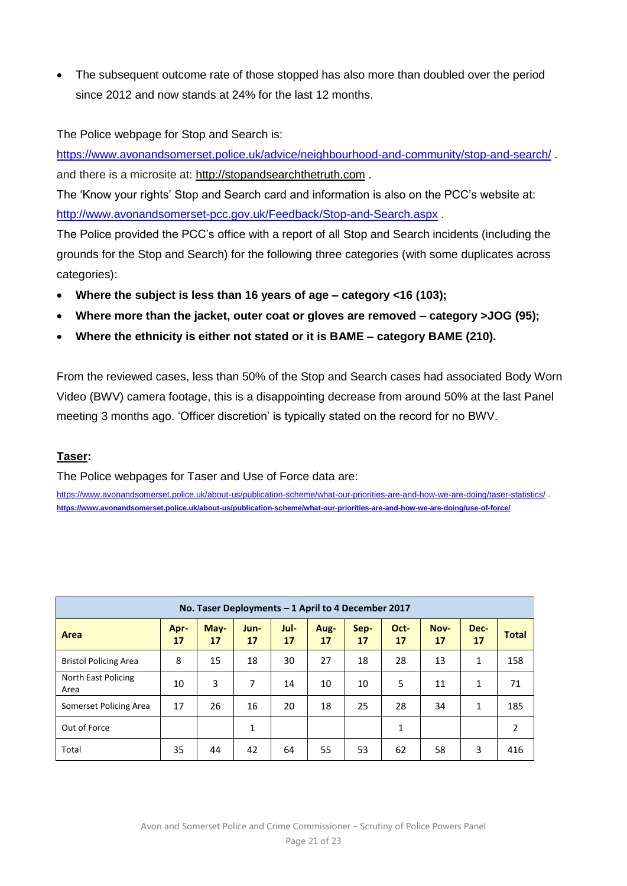- The subsequent outcome rate of those stopped has also more than doubled over the period since 2012 and now stands at 24% for the last 12 months.

The Police webpage for Stop and Search is:
https://www.avonandsomerset.police.uk/advice/neighbourhood-and-community/stop-and-search/ .
and there is a microsite at: http://stopandsearchthetruth.com .
The 'Know your rights' Stop and Search card and information is also on the PCC's website at:
http://www.avonandsomerset-pcc.gov.uk/Feedback/Stop-and-Search.aspx .
The Police provided the PCC's office with a report of all Stop and Search incidents (including the grounds for the Stop and Search) for the following three categories (with some duplicates across categories):

- **Where the subject is less than 16 years of age – category <16 (103);**
- **Where more than the jacket, outer coat or gloves are removed – category >JOG (95);**
- **Where the ethnicity is either not stated or it is BAME – category BAME (210).**

From the reviewed cases, less than 50% of the Stop and Search cases had associated Body Worn Video (BWV) camera footage, this is a disappointing decrease from around 50% at the last Panel meeting 3 months ago. 'Officer discretion' is typically stated on the record for no BWV.

## Taser:

The Police webpages for Taser and Use of Force data are:
https://www.avonandsomerset.police.uk/about-us/publication-scheme/what-our-priorities-are-and-how-we-are-doing/taser-statistics/ .
**https://www.avonandsomerset.police.uk/about-us/publication-scheme/what-our-priorities-are-and-how-we-are-doing/use-of-force/**

| No. Taser Deployments – 1 April to 4 December 2017 | | | | | | | | | | |
|---|---|---|---|---|---|---|---|---|---|---|
| **Area** | **Apr-17** | **May-17** | **Jun-17** | **Jul-17** | **Aug-17** | **Sep-17** | **Oct-17** | **Nov-17** | **Dec-17** | **Total** |
| Bristol Policing Area | 8 | 15 | 18 | 30 | 27 | 18 | 28 | 13 | 1 | 158 |
| North East Policing Area | 10 | 3 | 7 | 14 | 10 | 10 | 5 | 11 | 1 | 71 |
| Somerset Policing Area | 17 | 26 | 16 | 20 | 18 | 25 | 28 | 34 | 1 | 185 |
| Out of Force | | | 1 | | | | 1 | | | 2 |
| Total | 35 | 44 | 42 | 64 | 55 | 53 | 62 | 58 | 3 | 416 |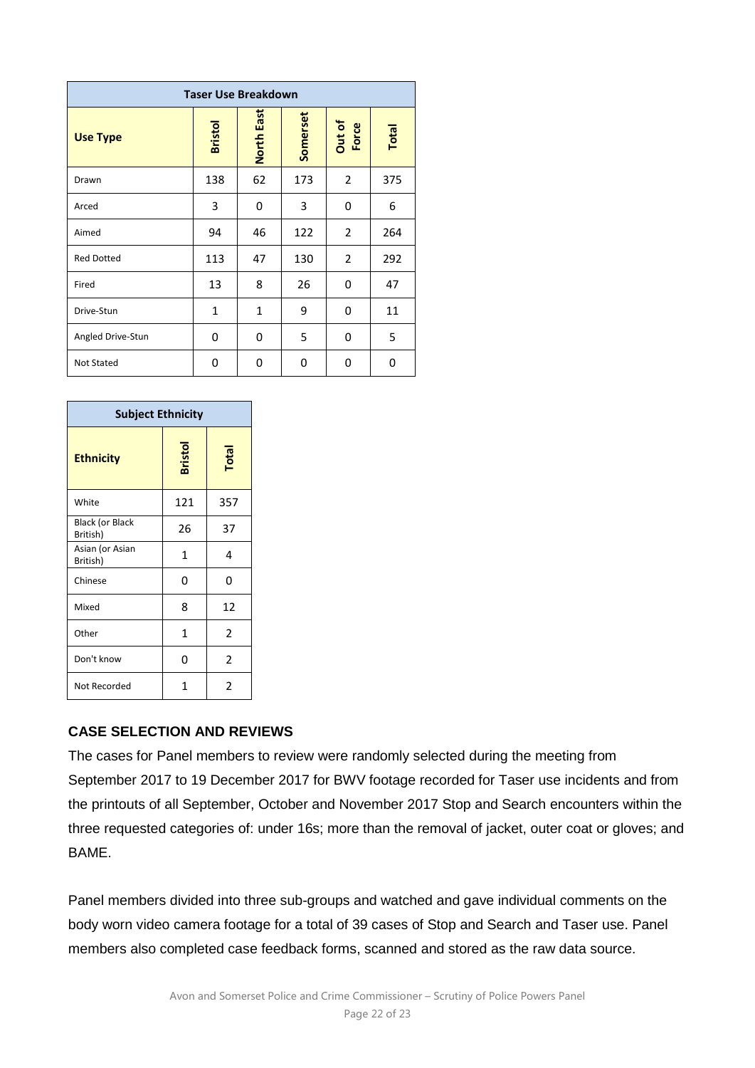| Taser Use Breakdown | | | | | |
|---|---|---|---|---|---|
| **Use Type** | **Bristol** | **North East** | **Somerset** | **Out of Force** | **Total** |
| Drawn | 138 | 62 | 173 | 2 | 375 |
| Arced | 3 | 0 | 3 | 0 | 6 |
| Aimed | 94 | 46 | 122 | 2 | 264 |
| Red Dotted | 113 | 47 | 130 | 2 | 292 |
| Fired | 13 | 8 | 26 | 0 | 47 |
| Drive-Stun | 1 | 1 | 9 | 0 | 11 |
| Angled Drive-Stun | 0 | 0 | 5 | 0 | 5 |
| Not Stated | 0 | 0 | 0 | 0 | 0 |

| Subject Ethnicity | | |
|---|---|---|
| **Ethnicity** | **Bristol** | **Total** |
| White | 121 | 357 |
| Black (or Black British) | 26 | 37 |
| Asian (or Asian British) | 1 | 4 |
| Chinese | 0 | 0 |
| Mixed | 8 | 12 |
| Other | 1 | 2 |
| Don't know | 0 | 2 |
| Not Recorded | 1 | 2 |

## CASE SELECTION AND REVIEWS

The cases for Panel members to review were randomly selected during the meeting from September 2017 to 19 December 2017 for BWV footage recorded for Taser use incidents and from the printouts of all September, October and November 2017 Stop and Search encounters within the three requested categories of: under 16s; more than the removal of jacket, outer coat or gloves; and BAME.

Panel members divided into three sub-groups and watched and gave individual comments on the body worn video camera footage for a total of 39 cases of Stop and Search and Taser use. Panel members also completed case feedback forms, scanned and stored as the raw data source.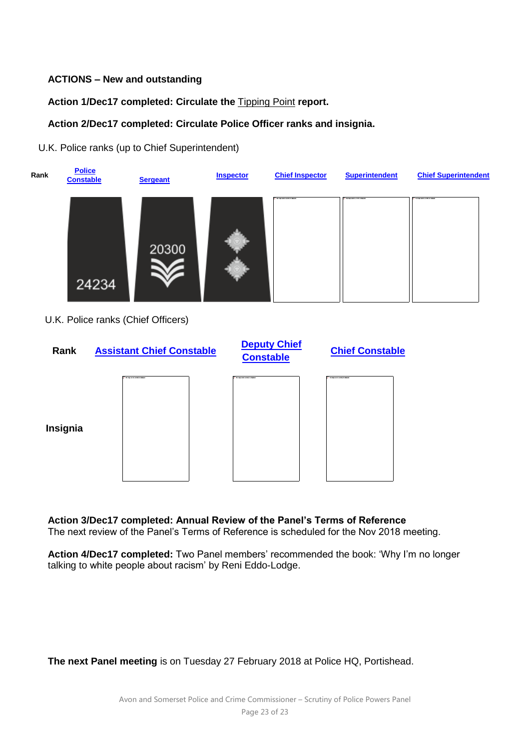**ACTIONS – New and outstanding**

**Action 1/Dec17 completed: Circulate the** Tipping Point **report.**

**Action 2/Dec17 completed: Circulate Police Officer ranks and insignia.**

U.K. Police ranks (up to Chief Superintendent)

| Rank | Police Constable | Sergeant | Inspector | Chief Inspector | Superintendent | Chief Superintendent |
|---|---|---|---|---|---|---|
| | 24234 | 20300 | | | | |

U.K. Police ranks (Chief Officers)

| Rank | Assistant Chief Constable | Deputy Chief Constable | Chief Constable |
|---|---|---|---|
| Insignia | | | |

**Action 3/Dec17 completed: Annual Review of the Panel's Terms of Reference**
The next review of the Panel's Terms of Reference is scheduled for the Nov 2018 meeting.

**Action 4/Dec17 completed:** Two Panel members' recommended the book: 'Why I'm no longer talking to white people about racism' by Reni Eddo-Lodge.

**The next Panel meeting** is on Tuesday 27 February 2018 at Police HQ, Portishead.